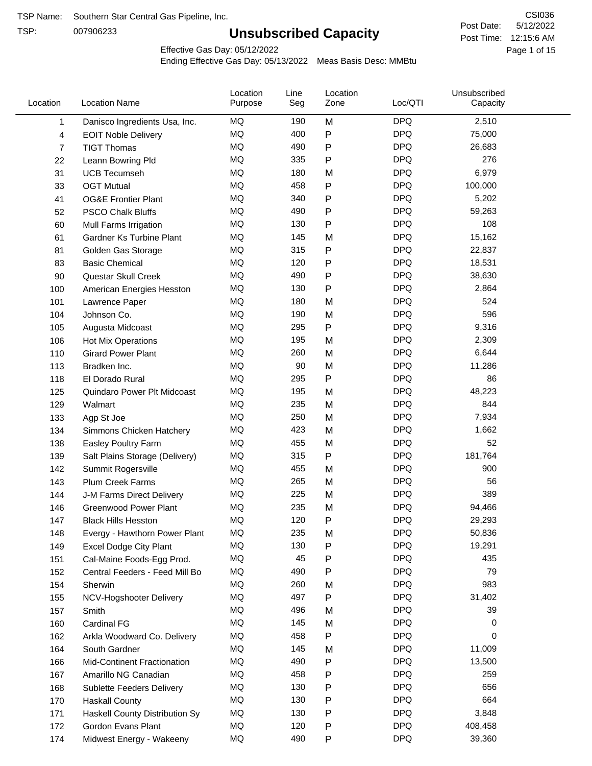TSP Name: Southern Star Central Gas Pipeline, Inc.

TSP: 007906233

# Unsubscribed Capacity

CSI036

Post Date: 5/12/2022

Post Time: 12:15:6 AM

Effective Gas Day: 05/12/2022

Ending Effective Gas Day: 05/13/2022 Meas Basis Desc: MMBtu

| Location | Location Name | Location Purpose | Line Seg | Location Zone | Loc/QTI | Unsubscribed Capacity |
|---|---|---|---|---|---|---|
| 1 | Danisco Ingredients Usa, Inc. | MQ | 190 | M | DPQ | 2,510 |
| 4 | EOIT Noble Delivery | MQ | 400 | P | DPQ | 75,000 |
| 7 | TIGT Thomas | MQ | 490 | P | DPQ | 26,683 |
| 22 | Leann Bowring Pld | MQ | 335 | P | DPQ | 276 |
| 31 | UCB Tecumseh | MQ | 180 | M | DPQ | 6,979 |
| 33 | OGT Mutual | MQ | 458 | P | DPQ | 100,000 |
| 41 | OG&E Frontier Plant | MQ | 340 | P | DPQ | 5,202 |
| 52 | PSCO Chalk Bluffs | MQ | 490 | P | DPQ | 59,263 |
| 60 | Mull Farms Irrigation | MQ | 130 | P | DPQ | 108 |
| 61 | Gardner Ks Turbine Plant | MQ | 145 | M | DPQ | 15,162 |
| 81 | Golden Gas Storage | MQ | 315 | P | DPQ | 22,837 |
| 83 | Basic Chemical | MQ | 120 | P | DPQ | 18,531 |
| 90 | Questar Skull Creek | MQ | 490 | P | DPQ | 38,630 |
| 100 | American Energies Hesston | MQ | 130 | P | DPQ | 2,864 |
| 101 | Lawrence Paper | MQ | 180 | M | DPQ | 524 |
| 104 | Johnson Co. | MQ | 190 | M | DPQ | 596 |
| 105 | Augusta Midcoast | MQ | 295 | P | DPQ | 9,316 |
| 106 | Hot Mix Operations | MQ | 195 | M | DPQ | 2,309 |
| 110 | Girard Power Plant | MQ | 260 | M | DPQ | 6,644 |
| 113 | Bradken Inc. | MQ | 90 | M | DPQ | 11,286 |
| 118 | El Dorado Rural | MQ | 295 | P | DPQ | 86 |
| 125 | Quindaro Power Plt Midcoast | MQ | 195 | M | DPQ | 48,223 |
| 129 | Walmart | MQ | 235 | M | DPQ | 844 |
| 133 | Agp St Joe | MQ | 250 | M | DPQ | 7,934 |
| 134 | Simmons Chicken Hatchery | MQ | 423 | M | DPQ | 1,662 |
| 138 | Easley Poultry Farm | MQ | 455 | M | DPQ | 52 |
| 139 | Salt Plains Storage (Delivery) | MQ | 315 | P | DPQ | 181,764 |
| 142 | Summit Rogersville | MQ | 455 | M | DPQ | 900 |
| 143 | Plum Creek Farms | MQ | 265 | M | DPQ | 56 |
| 144 | J-M Farms Direct Delivery | MQ | 225 | M | DPQ | 389 |
| 146 | Greenwood Power Plant | MQ | 235 | M | DPQ | 94,466 |
| 147 | Black Hills Hesston | MQ | 120 | P | DPQ | 29,293 |
| 148 | Evergy - Hawthorn Power Plant | MQ | 235 | M | DPQ | 50,836 |
| 149 | Excel Dodge City Plant | MQ | 130 | P | DPQ | 19,291 |
| 151 | Cal-Maine Foods-Egg Prod. | MQ | 45 | P | DPQ | 435 |
| 152 | Central Feeders - Feed Mill Bo | MQ | 490 | P | DPQ | 79 |
| 154 | Sherwin | MQ | 260 | M | DPQ | 983 |
| 155 | NCV-Hogshooter Delivery | MQ | 497 | P | DPQ | 31,402 |
| 157 | Smith | MQ | 496 | M | DPQ | 39 |
| 160 | Cardinal FG | MQ | 145 | M | DPQ | 0 |
| 162 | Arkla Woodward Co. Delivery | MQ | 458 | P | DPQ | 0 |
| 164 | South Gardner | MQ | 145 | M | DPQ | 11,009 |
| 166 | Mid-Continent Fractionation | MQ | 490 | P | DPQ | 13,500 |
| 167 | Amarillo NG Canadian | MQ | 458 | P | DPQ | 259 |
| 168 | Sublette Feeders Delivery | MQ | 130 | P | DPQ | 656 |
| 170 | Haskall County | MQ | 130 | P | DPQ | 664 |
| 171 | Haskall County Distribution Sy | MQ | 130 | P | DPQ | 3,848 |
| 172 | Gordon Evans Plant | MQ | 120 | P | DPQ | 408,458 |
| 174 | Midwest Energy - Wakeeny | MQ | 490 | P | DPQ | 39,360 |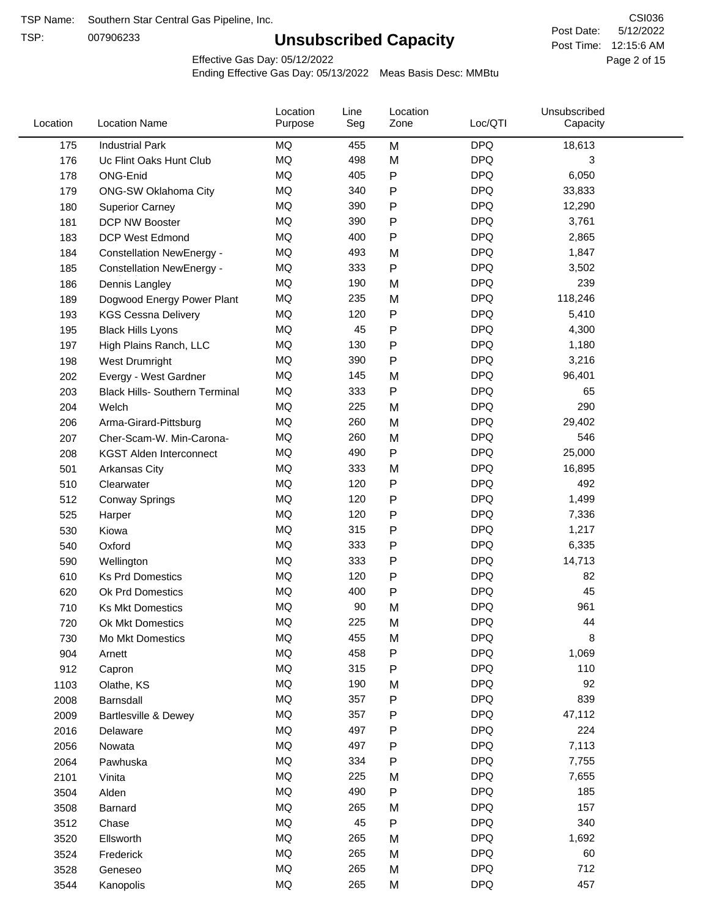TSP Name: Southern Star Central Gas Pipeline, Inc.

TSP: 007906233

# Unsubscribed Capacity

CSI036

Post Date: 5/12/2022

Post Time: 12:15:6 AM

Effective Gas Day: 05/12/2022

Ending Effective Gas Day: 05/13/2022 Meas Basis Desc: MMBtu

| Location | Location Name | Location Purpose | Line Seg | Location Zone | Loc/QTI | Unsubscribed Capacity |
|---|---|---|---|---|---|---|
| 175 | Industrial Park | MQ | 455 | M | DPQ | 18,613 |
| 176 | Uc Flint Oaks Hunt Club | MQ | 498 | M | DPQ | 3 |
| 178 | ONG-Enid | MQ | 405 | P | DPQ | 6,050 |
| 179 | ONG-SW Oklahoma City | MQ | 340 | P | DPQ | 33,833 |
| 180 | Superior Carney | MQ | 390 | P | DPQ | 12,290 |
| 181 | DCP NW Booster | MQ | 390 | P | DPQ | 3,761 |
| 183 | DCP West Edmond | MQ | 400 | P | DPQ | 2,865 |
| 184 | Constellation NewEnergy - | MQ | 493 | M | DPQ | 1,847 |
| 185 | Constellation NewEnergy - | MQ | 333 | P | DPQ | 3,502 |
| 186 | Dennis Langley | MQ | 190 | M | DPQ | 239 |
| 189 | Dogwood Energy Power Plant | MQ | 235 | M | DPQ | 118,246 |
| 193 | KGS Cessna Delivery | MQ | 120 | P | DPQ | 5,410 |
| 195 | Black Hills Lyons | MQ | 45 | P | DPQ | 4,300 |
| 197 | High Plains Ranch, LLC | MQ | 130 | P | DPQ | 1,180 |
| 198 | West Drumright | MQ | 390 | P | DPQ | 3,216 |
| 202 | Evergy - West Gardner | MQ | 145 | M | DPQ | 96,401 |
| 203 | Black Hills- Southern Terminal | MQ | 333 | P | DPQ | 65 |
| 204 | Welch | MQ | 225 | M | DPQ | 290 |
| 206 | Arma-Girard-Pittsburg | MQ | 260 | M | DPQ | 29,402 |
| 207 | Cher-Scam-W. Min-Carona- | MQ | 260 | M | DPQ | 546 |
| 208 | KGST Alden Interconnect | MQ | 490 | P | DPQ | 25,000 |
| 501 | Arkansas City | MQ | 333 | M | DPQ | 16,895 |
| 510 | Clearwater | MQ | 120 | P | DPQ | 492 |
| 512 | Conway Springs | MQ | 120 | P | DPQ | 1,499 |
| 525 | Harper | MQ | 120 | P | DPQ | 7,336 |
| 530 | Kiowa | MQ | 315 | P | DPQ | 1,217 |
| 540 | Oxford | MQ | 333 | P | DPQ | 6,335 |
| 590 | Wellington | MQ | 333 | P | DPQ | 14,713 |
| 610 | Ks Prd Domestics | MQ | 120 | P | DPQ | 82 |
| 620 | Ok Prd Domestics | MQ | 400 | P | DPQ | 45 |
| 710 | Ks Mkt Domestics | MQ | 90 | M | DPQ | 961 |
| 720 | Ok Mkt Domestics | MQ | 225 | M | DPQ | 44 |
| 730 | Mo Mkt Domestics | MQ | 455 | M | DPQ | 8 |
| 904 | Arnett | MQ | 458 | P | DPQ | 1,069 |
| 912 | Capron | MQ | 315 | P | DPQ | 110 |
| 1103 | Olathe, KS | MQ | 190 | M | DPQ | 92 |
| 2008 | Barnsdall | MQ | 357 | P | DPQ | 839 |
| 2009 | Bartlesville & Dewey | MQ | 357 | P | DPQ | 47,112 |
| 2016 | Delaware | MQ | 497 | P | DPQ | 224 |
| 2056 | Nowata | MQ | 497 | P | DPQ | 7,113 |
| 2064 | Pawhuska | MQ | 334 | P | DPQ | 7,755 |
| 2101 | Vinita | MQ | 225 | M | DPQ | 7,655 |
| 3504 | Alden | MQ | 490 | P | DPQ | 185 |
| 3508 | Barnard | MQ | 265 | M | DPQ | 157 |
| 3512 | Chase | MQ | 45 | P | DPQ | 340 |
| 3520 | Ellsworth | MQ | 265 | M | DPQ | 1,692 |
| 3524 | Frederick | MQ | 265 | M | DPQ | 60 |
| 3528 | Geneseo | MQ | 265 | M | DPQ | 712 |
| 3544 | Kanopolis | MQ | 265 | M | DPQ | 457 |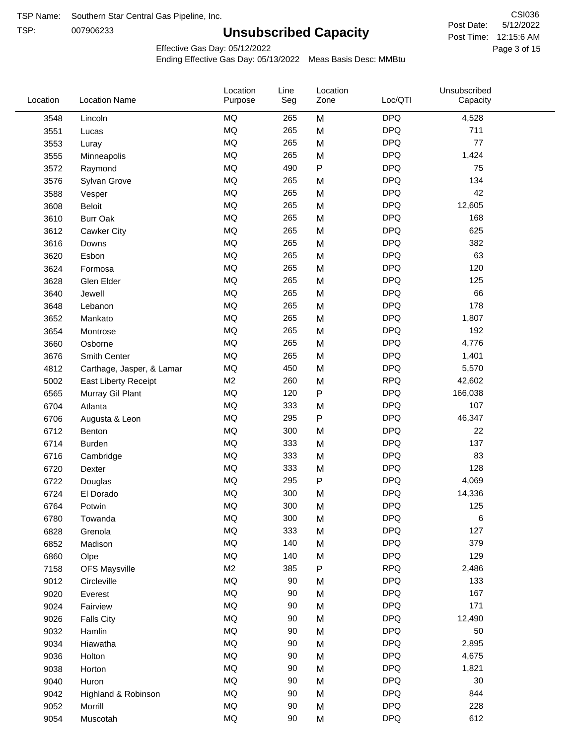TSP Name: Southern Star Central Gas Pipeline, Inc.

TSP: 007906233

# Unsubscribed Capacity

CSI036

Post Date: 5/12/2022

Post Time: 12:15:6 AM

Effective Gas Day: 05/12/2022

Ending Effective Gas Day: 05/13/2022 Meas Basis Desc: MMBtu

| Location | Location Name | Location Purpose | Line Seg | Location Zone | Loc/QTI | Unsubscribed Capacity |
|---|---|---|---|---|---|---|
| 3548 | Lincoln | MQ | 265 | M | DPQ | 4,528 |
| 3551 | Lucas | MQ | 265 | M | DPQ | 711 |
| 3553 | Luray | MQ | 265 | M | DPQ | 77 |
| 3555 | Minneapolis | MQ | 265 | M | DPQ | 1,424 |
| 3572 | Raymond | MQ | 490 | P | DPQ | 75 |
| 3576 | Sylvan Grove | MQ | 265 | M | DPQ | 134 |
| 3588 | Vesper | MQ | 265 | M | DPQ | 42 |
| 3608 | Beloit | MQ | 265 | M | DPQ | 12,605 |
| 3610 | Burr Oak | MQ | 265 | M | DPQ | 168 |
| 3612 | Cawker City | MQ | 265 | M | DPQ | 625 |
| 3616 | Downs | MQ | 265 | M | DPQ | 382 |
| 3620 | Esbon | MQ | 265 | M | DPQ | 63 |
| 3624 | Formosa | MQ | 265 | M | DPQ | 120 |
| 3628 | Glen Elder | MQ | 265 | M | DPQ | 125 |
| 3640 | Jewell | MQ | 265 | M | DPQ | 66 |
| 3648 | Lebanon | MQ | 265 | M | DPQ | 178 |
| 3652 | Mankato | MQ | 265 | M | DPQ | 1,807 |
| 3654 | Montrose | MQ | 265 | M | DPQ | 192 |
| 3660 | Osborne | MQ | 265 | M | DPQ | 4,776 |
| 3676 | Smith Center | MQ | 265 | M | DPQ | 1,401 |
| 4812 | Carthage, Jasper, & Lamar | MQ | 450 | M | DPQ | 5,570 |
| 5002 | East Liberty Receipt | M2 | 260 | M | RPQ | 42,602 |
| 6565 | Murray Gil Plant | MQ | 120 | P | DPQ | 166,038 |
| 6704 | Atlanta | MQ | 333 | M | DPQ | 107 |
| 6706 | Augusta & Leon | MQ | 295 | P | DPQ | 46,347 |
| 6712 | Benton | MQ | 300 | M | DPQ | 22 |
| 6714 | Burden | MQ | 333 | M | DPQ | 137 |
| 6716 | Cambridge | MQ | 333 | M | DPQ | 83 |
| 6720 | Dexter | MQ | 333 | M | DPQ | 128 |
| 6722 | Douglas | MQ | 295 | P | DPQ | 4,069 |
| 6724 | El Dorado | MQ | 300 | M | DPQ | 14,336 |
| 6764 | Potwin | MQ | 300 | M | DPQ | 125 |
| 6780 | Towanda | MQ | 300 | M | DPQ | 6 |
| 6828 | Grenola | MQ | 333 | M | DPQ | 127 |
| 6852 | Madison | MQ | 140 | M | DPQ | 379 |
| 6860 | Olpe | MQ | 140 | M | DPQ | 129 |
| 7158 | OFS Maysville | M2 | 385 | P | RPQ | 2,486 |
| 9012 | Circleville | MQ | 90 | M | DPQ | 133 |
| 9020 | Everest | MQ | 90 | M | DPQ | 167 |
| 9024 | Fairview | MQ | 90 | M | DPQ | 171 |
| 9026 | Falls City | MQ | 90 | M | DPQ | 12,490 |
| 9032 | Hamlin | MQ | 90 | M | DPQ | 50 |
| 9034 | Hiawatha | MQ | 90 | M | DPQ | 2,895 |
| 9036 | Holton | MQ | 90 | M | DPQ | 4,675 |
| 9038 | Horton | MQ | 90 | M | DPQ | 1,821 |
| 9040 | Huron | MQ | 90 | M | DPQ | 30 |
| 9042 | Highland & Robinson | MQ | 90 | M | DPQ | 844 |
| 9052 | Morrill | MQ | 90 | M | DPQ | 228 |
| 9054 | Muscotah | MQ | 90 | M | DPQ | 612 |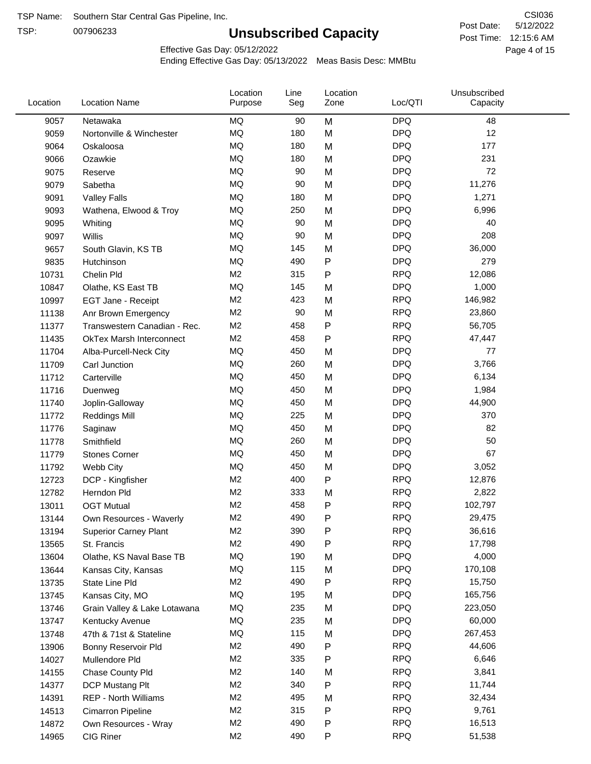TSP Name: Southern Star Central Gas Pipeline, Inc.

TSP: 007906233

# Unsubscribed Capacity

CSI036

Post Date: 5/12/2022

Post Time: 12:15:6 AM

Effective Gas Day: 05/12/2022

Ending Effective Gas Day: 05/13/2022 Meas Basis Desc: MMBtu

| Location | Location Name | Location Purpose | Line Seg | Location Zone | Loc/QTI | Unsubscribed Capacity |
|---|---|---|---|---|---|---|
| 9057 | Netawaka | MQ | 90 | M | DPQ | 48 |
| 9059 | Nortonville & Winchester | MQ | 180 | M | DPQ | 12 |
| 9064 | Oskaloosa | MQ | 180 | M | DPQ | 177 |
| 9066 | Ozawkie | MQ | 180 | M | DPQ | 231 |
| 9075 | Reserve | MQ | 90 | M | DPQ | 72 |
| 9079 | Sabetha | MQ | 90 | M | DPQ | 11,276 |
| 9091 | Valley Falls | MQ | 180 | M | DPQ | 1,271 |
| 9093 | Wathena, Elwood & Troy | MQ | 250 | M | DPQ | 6,996 |
| 9095 | Whiting | MQ | 90 | M | DPQ | 40 |
| 9097 | Willis | MQ | 90 | M | DPQ | 208 |
| 9657 | South Glavin, KS TB | MQ | 145 | M | DPQ | 36,000 |
| 9835 | Hutchinson | MQ | 490 | P | DPQ | 279 |
| 10731 | Chelin Pld | M2 | 315 | P | RPQ | 12,086 |
| 10847 | Olathe, KS East TB | MQ | 145 | M | DPQ | 1,000 |
| 10997 | EGT Jane - Receipt | M2 | 423 | M | RPQ | 146,982 |
| 11138 | Anr Brown Emergency | M2 | 90 | M | RPQ | 23,860 |
| 11377 | Transwestern Canadian - Rec. | M2 | 458 | P | RPQ | 56,705 |
| 11435 | OkTex Marsh Interconnect | M2 | 458 | P | RPQ | 47,447 |
| 11704 | Alba-Purcell-Neck City | MQ | 450 | M | DPQ | 77 |
| 11709 | Carl Junction | MQ | 260 | M | DPQ | 3,766 |
| 11712 | Carterville | MQ | 450 | M | DPQ | 6,134 |
| 11716 | Duenweg | MQ | 450 | M | DPQ | 1,984 |
| 11740 | Joplin-Galloway | MQ | 450 | M | DPQ | 44,900 |
| 11772 | Reddings Mill | MQ | 225 | M | DPQ | 370 |
| 11776 | Saginaw | MQ | 450 | M | DPQ | 82 |
| 11778 | Smithfield | MQ | 260 | M | DPQ | 50 |
| 11779 | Stones Corner | MQ | 450 | M | DPQ | 67 |
| 11792 | Webb City | MQ | 450 | M | DPQ | 3,052 |
| 12723 | DCP - Kingfisher | M2 | 400 | P | RPQ | 12,876 |
| 12782 | Herndon Pld | M2 | 333 | M | RPQ | 2,822 |
| 13011 | OGT Mutual | M2 | 458 | P | RPQ | 102,797 |
| 13144 | Own Resources - Waverly | M2 | 490 | P | RPQ | 29,475 |
| 13194 | Superior Carney Plant | M2 | 390 | P | RPQ | 36,616 |
| 13565 | St. Francis | M2 | 490 | P | RPQ | 17,798 |
| 13604 | Olathe, KS Naval Base TB | MQ | 190 | M | DPQ | 4,000 |
| 13644 | Kansas City, Kansas | MQ | 115 | M | DPQ | 170,108 |
| 13735 | State Line Pld | M2 | 490 | P | RPQ | 15,750 |
| 13745 | Kansas City, MO | MQ | 195 | M | DPQ | 165,756 |
| 13746 | Grain Valley & Lake Lotawana | MQ | 235 | M | DPQ | 223,050 |
| 13747 | Kentucky Avenue | MQ | 235 | M | DPQ | 60,000 |
| 13748 | 47th & 71st & Stateline | MQ | 115 | M | DPQ | 267,453 |
| 13906 | Bonny Reservoir Pld | M2 | 490 | P | RPQ | 44,606 |
| 14027 | Mullendore Pld | M2 | 335 | P | RPQ | 6,646 |
| 14155 | Chase County Pld | M2 | 140 | M | RPQ | 3,841 |
| 14377 | DCP Mustang Plt | M2 | 340 | P | RPQ | 11,744 |
| 14391 | REP - North Williams | M2 | 495 | M | RPQ | 32,434 |
| 14513 | Cimarron Pipeline | M2 | 315 | P | RPQ | 9,761 |
| 14872 | Own Resources - Wray | M2 | 490 | P | RPQ | 16,513 |
| 14965 | CIG Riner | M2 | 490 | P | RPQ | 51,538 |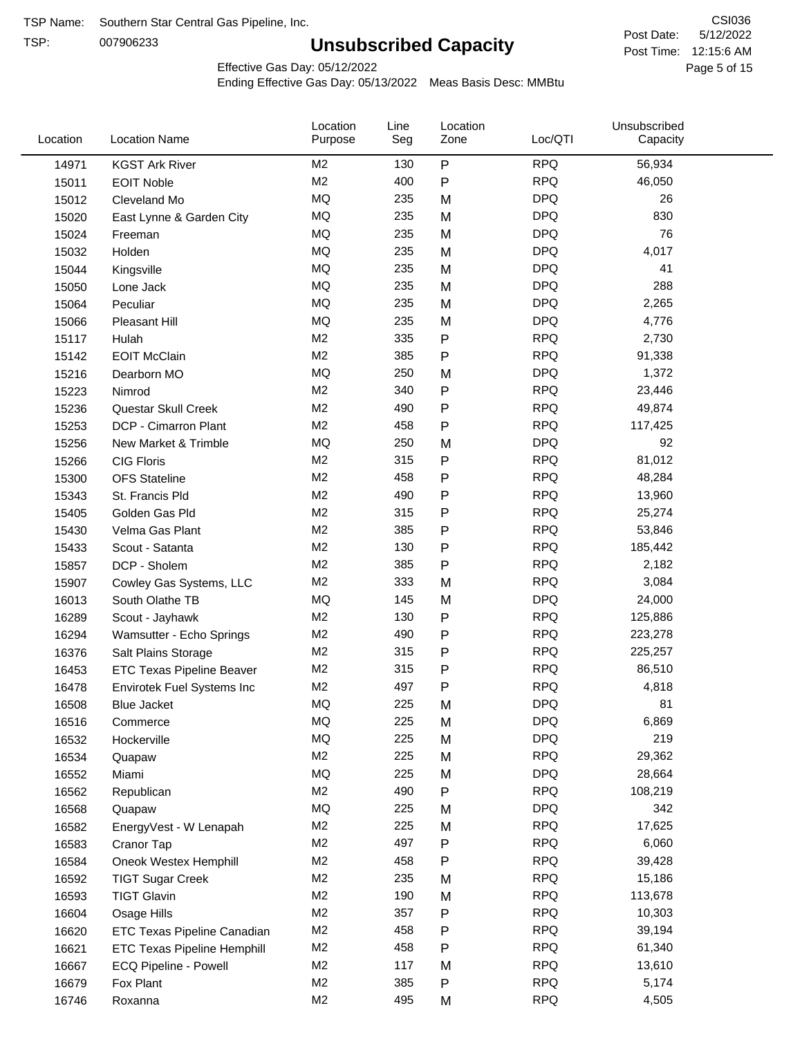TSP Name: Southern Star Central Gas Pipeline, Inc.

TSP: 007906233

# Unsubscribed Capacity

CSI036

Post Date: 5/12/2022

Post Time: 12:15:6 AM

Effective Gas Day: 05/12/2022

Ending Effective Gas Day: 05/13/2022 Meas Basis Desc: MMBtu

| Location | Location Name | Location Purpose | Line Seg | Location Zone | Loc/QTI | Unsubscribed Capacity |
|---|---|---|---|---|---|---|
| 14971 | KGST Ark River | M2 | 130 | P | RPQ | 56,934 |
| 15011 | EOIT Noble | M2 | 400 | P | RPQ | 46,050 |
| 15012 | Cleveland Mo | MQ | 235 | M | DPQ | 26 |
| 15020 | East Lynne & Garden City | MQ | 235 | M | DPQ | 830 |
| 15024 | Freeman | MQ | 235 | M | DPQ | 76 |
| 15032 | Holden | MQ | 235 | M | DPQ | 4,017 |
| 15044 | Kingsville | MQ | 235 | M | DPQ | 41 |
| 15050 | Lone Jack | MQ | 235 | M | DPQ | 288 |
| 15064 | Peculiar | MQ | 235 | M | DPQ | 2,265 |
| 15066 | Pleasant Hill | MQ | 235 | M | DPQ | 4,776 |
| 15117 | Hulah | M2 | 335 | P | RPQ | 2,730 |
| 15142 | EOIT McClain | M2 | 385 | P | RPQ | 91,338 |
| 15216 | Dearborn MO | MQ | 250 | M | DPQ | 1,372 |
| 15223 | Nimrod | M2 | 340 | P | RPQ | 23,446 |
| 15236 | Questar Skull Creek | M2 | 490 | P | RPQ | 49,874 |
| 15253 | DCP - Cimarron Plant | M2 | 458 | P | RPQ | 117,425 |
| 15256 | New Market & Trimble | MQ | 250 | M | DPQ | 92 |
| 15266 | CIG Floris | M2 | 315 | P | RPQ | 81,012 |
| 15300 | OFS Stateline | M2 | 458 | P | RPQ | 48,284 |
| 15343 | St. Francis Pld | M2 | 490 | P | RPQ | 13,960 |
| 15405 | Golden Gas Pld | M2 | 315 | P | RPQ | 25,274 |
| 15430 | Velma Gas Plant | M2 | 385 | P | RPQ | 53,846 |
| 15433 | Scout - Satanta | M2 | 130 | P | RPQ | 185,442 |
| 15857 | DCP - Sholem | M2 | 385 | P | RPQ | 2,182 |
| 15907 | Cowley Gas Systems, LLC | M2 | 333 | M | RPQ | 3,084 |
| 16013 | South Olathe TB | MQ | 145 | M | DPQ | 24,000 |
| 16289 | Scout - Jayhawk | M2 | 130 | P | RPQ | 125,886 |
| 16294 | Wamsutter - Echo Springs | M2 | 490 | P | RPQ | 223,278 |
| 16376 | Salt Plains Storage | M2 | 315 | P | RPQ | 225,257 |
| 16453 | ETC Texas Pipeline Beaver | M2 | 315 | P | RPQ | 86,510 |
| 16478 | Envirotek Fuel Systems Inc | M2 | 497 | P | RPQ | 4,818 |
| 16508 | Blue Jacket | MQ | 225 | M | DPQ | 81 |
| 16516 | Commerce | MQ | 225 | M | DPQ | 6,869 |
| 16532 | Hockerville | MQ | 225 | M | DPQ | 219 |
| 16534 | Quapaw | M2 | 225 | M | RPQ | 29,362 |
| 16552 | Miami | MQ | 225 | M | DPQ | 28,664 |
| 16562 | Republican | M2 | 490 | P | RPQ | 108,219 |
| 16568 | Quapaw | MQ | 225 | M | DPQ | 342 |
| 16582 | EnergyVest - W Lenapah | M2 | 225 | M | RPQ | 17,625 |
| 16583 | Cranor Tap | M2 | 497 | P | RPQ | 6,060 |
| 16584 | Oneok Westex Hemphill | M2 | 458 | P | RPQ | 39,428 |
| 16592 | TIGT Sugar Creek | M2 | 235 | M | RPQ | 15,186 |
| 16593 | TIGT Glavin | M2 | 190 | M | RPQ | 113,678 |
| 16604 | Osage Hills | M2 | 357 | P | RPQ | 10,303 |
| 16620 | ETC Texas Pipeline Canadian | M2 | 458 | P | RPQ | 39,194 |
| 16621 | ETC Texas Pipeline Hemphill | M2 | 458 | P | RPQ | 61,340 |
| 16667 | ECQ Pipeline - Powell | M2 | 117 | M | RPQ | 13,610 |
| 16679 | Fox Plant | M2 | 385 | P | RPQ | 5,174 |
| 16746 | Roxanna | M2 | 495 | M | RPQ | 4,505 |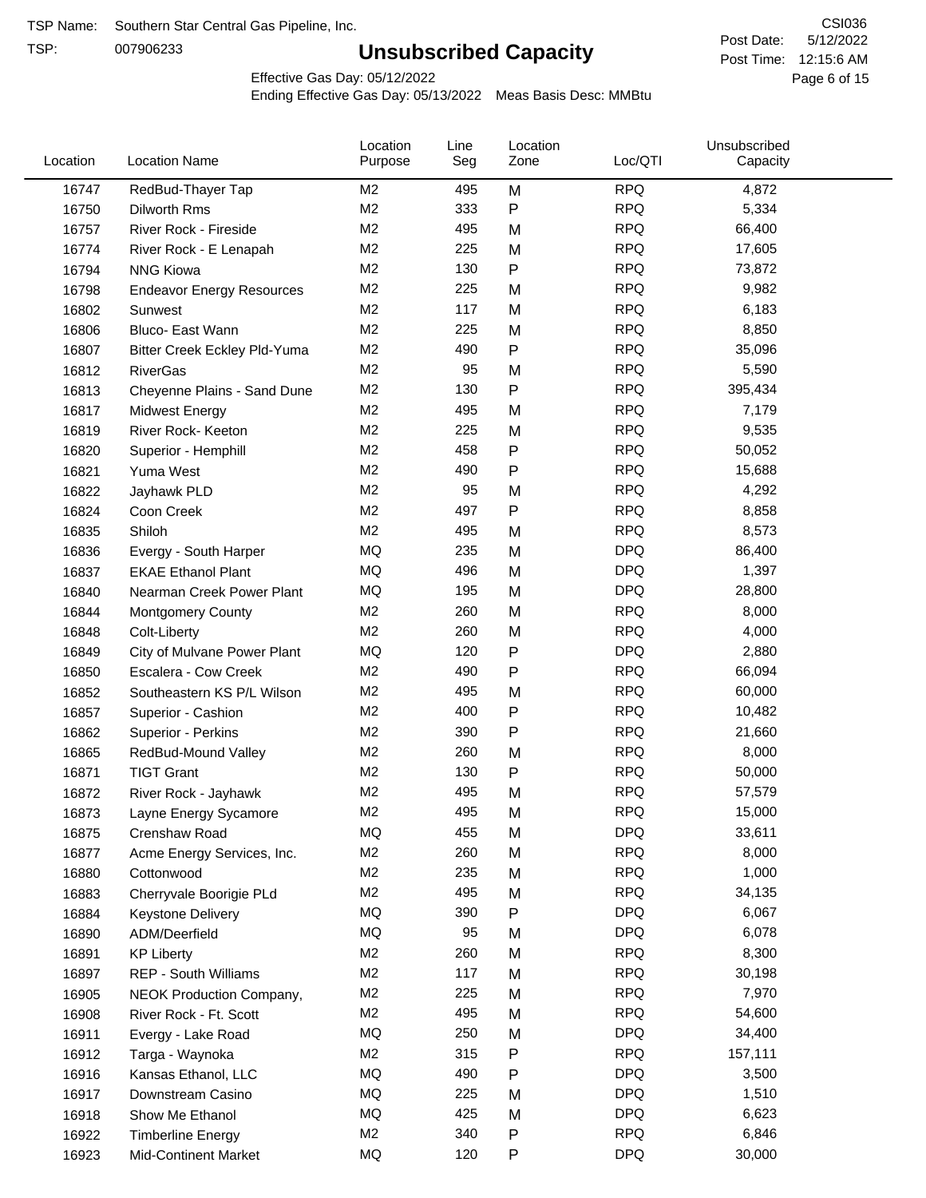TSP Name: Southern Star Central Gas Pipeline, Inc.

TSP: 007906233

# Unsubscribed Capacity

CSI036

Post Date: 5/12/2022

Post Time: 12:15:6 AM

Effective Gas Day: 05/12/2022

Ending Effective Gas Day: 05/13/2022 Meas Basis Desc: MMBtu

| Location | Location Name | Location Purpose | Line Seg | Location Zone | Loc/QTI | Unsubscribed Capacity |
|---|---|---|---|---|---|---|
| 16747 | RedBud-Thayer Tap | M2 | 495 | M | RPQ | 4,872 |
| 16750 | Dilworth Rms | M2 | 333 | P | RPQ | 5,334 |
| 16757 | River Rock - Fireside | M2 | 495 | M | RPQ | 66,400 |
| 16774 | River Rock - E Lenapah | M2 | 225 | M | RPQ | 17,605 |
| 16794 | NNG Kiowa | M2 | 130 | P | RPQ | 73,872 |
| 16798 | Endeavor Energy Resources | M2 | 225 | M | RPQ | 9,982 |
| 16802 | Sunwest | M2 | 117 | M | RPQ | 6,183 |
| 16806 | Bluco- East Wann | M2 | 225 | M | RPQ | 8,850 |
| 16807 | Bitter Creek Eckley Pld-Yuma | M2 | 490 | P | RPQ | 35,096 |
| 16812 | RiverGas | M2 | 95 | M | RPQ | 5,590 |
| 16813 | Cheyenne Plains - Sand Dune | M2 | 130 | P | RPQ | 395,434 |
| 16817 | Midwest Energy | M2 | 495 | M | RPQ | 7,179 |
| 16819 | River Rock- Keeton | M2 | 225 | M | RPQ | 9,535 |
| 16820 | Superior - Hemphill | M2 | 458 | P | RPQ | 50,052 |
| 16821 | Yuma West | M2 | 490 | P | RPQ | 15,688 |
| 16822 | Jayhawk PLD | M2 | 95 | M | RPQ | 4,292 |
| 16824 | Coon Creek | M2 | 497 | P | RPQ | 8,858 |
| 16835 | Shiloh | M2 | 495 | M | RPQ | 8,573 |
| 16836 | Evergy - South Harper | MQ | 235 | M | DPQ | 86,400 |
| 16837 | EKAE Ethanol Plant | MQ | 496 | M | DPQ | 1,397 |
| 16840 | Nearman Creek Power Plant | MQ | 195 | M | DPQ | 28,800 |
| 16844 | Montgomery County | M2 | 260 | M | RPQ | 8,000 |
| 16848 | Colt-Liberty | M2 | 260 | M | RPQ | 4,000 |
| 16849 | City of Mulvane Power Plant | MQ | 120 | P | DPQ | 2,880 |
| 16850 | Escalera - Cow Creek | M2 | 490 | P | RPQ | 66,094 |
| 16852 | Southeastern KS P/L Wilson | M2 | 495 | M | RPQ | 60,000 |
| 16857 | Superior - Cashion | M2 | 400 | P | RPQ | 10,482 |
| 16862 | Superior - Perkins | M2 | 390 | P | RPQ | 21,660 |
| 16865 | RedBud-Mound Valley | M2 | 260 | M | RPQ | 8,000 |
| 16871 | TIGT Grant | M2 | 130 | P | RPQ | 50,000 |
| 16872 | River Rock - Jayhawk | M2 | 495 | M | RPQ | 57,579 |
| 16873 | Layne Energy Sycamore | M2 | 495 | M | RPQ | 15,000 |
| 16875 | Crenshaw Road | MQ | 455 | M | DPQ | 33,611 |
| 16877 | Acme Energy Services, Inc. | M2 | 260 | M | RPQ | 8,000 |
| 16880 | Cottonwood | M2 | 235 | M | RPQ | 1,000 |
| 16883 | Cherryvale Boorigie PLd | M2 | 495 | M | RPQ | 34,135 |
| 16884 | Keystone Delivery | MQ | 390 | P | DPQ | 6,067 |
| 16890 | ADM/Deerfield | MQ | 95 | M | DPQ | 6,078 |
| 16891 | KP Liberty | M2 | 260 | M | RPQ | 8,300 |
| 16897 | REP - South Williams | M2 | 117 | M | RPQ | 30,198 |
| 16905 | NEOK Production Company, | M2 | 225 | M | RPQ | 7,970 |
| 16908 | River Rock - Ft. Scott | M2 | 495 | M | RPQ | 54,600 |
| 16911 | Evergy - Lake Road | MQ | 250 | M | DPQ | 34,400 |
| 16912 | Targa - Waynoka | M2 | 315 | P | RPQ | 157,111 |
| 16916 | Kansas Ethanol, LLC | MQ | 490 | P | DPQ | 3,500 |
| 16917 | Downstream Casino | MQ | 225 | M | DPQ | 1,510 |
| 16918 | Show Me Ethanol | MQ | 425 | M | DPQ | 6,623 |
| 16922 | Timberline Energy | M2 | 340 | P | RPQ | 6,846 |
| 16923 | Mid-Continent Market | MQ | 120 | P | DPQ | 30,000 |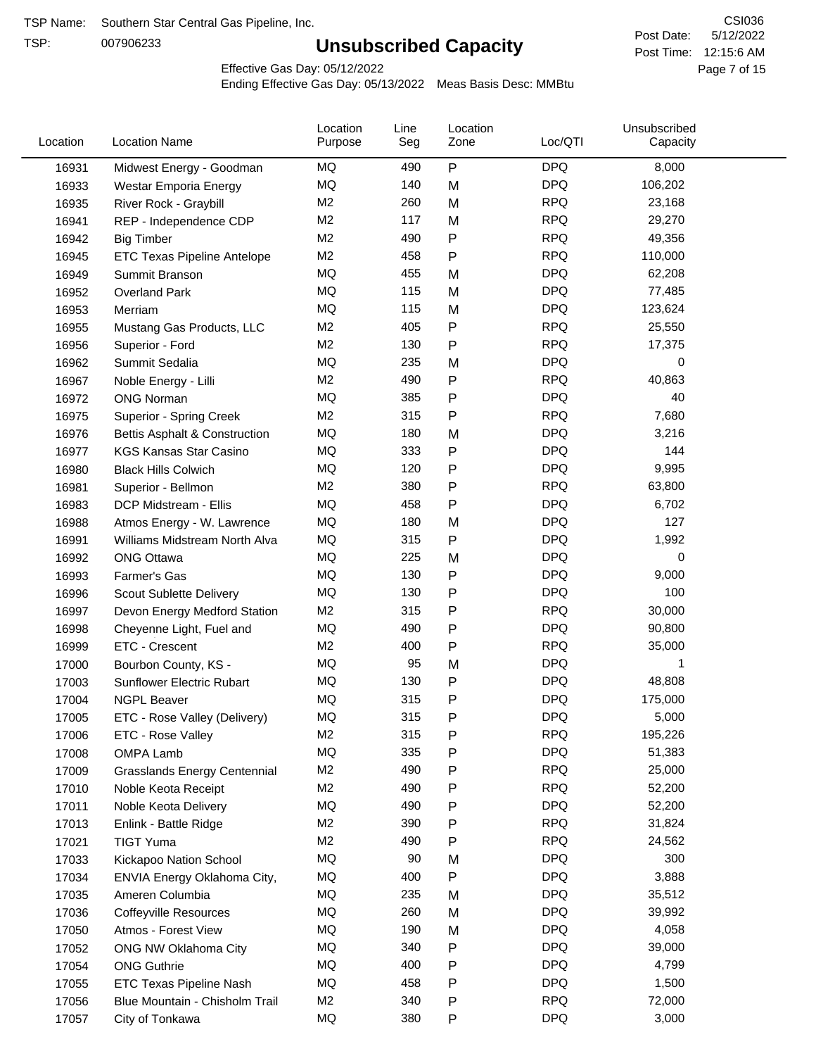TSP Name: Southern Star Central Gas Pipeline, Inc.

TSP: 007906233

# Unsubscribed Capacity

CSI036

Post Date: 5/12/2022

Post Time: 12:15:6 AM

Effective Gas Day: 05/12/2022

Ending Effective Gas Day: 05/13/2022 Meas Basis Desc: MMBtu

| Location | Location Name | Location Purpose | Line Seg | Location Zone | Loc/QTI | Unsubscribed Capacity |
|---|---|---|---|---|---|---|
| 16931 | Midwest Energy - Goodman | MQ | 490 | P | DPQ | 8,000 |
| 16933 | Westar Emporia Energy | MQ | 140 | M | DPQ | 106,202 |
| 16935 | River Rock - Graybill | M2 | 260 | M | RPQ | 23,168 |
| 16941 | REP - Independence CDP | M2 | 117 | M | RPQ | 29,270 |
| 16942 | Big Timber | M2 | 490 | P | RPQ | 49,356 |
| 16945 | ETC Texas Pipeline Antelope | M2 | 458 | P | RPQ | 110,000 |
| 16949 | Summit Branson | MQ | 455 | M | DPQ | 62,208 |
| 16952 | Overland Park | MQ | 115 | M | DPQ | 77,485 |
| 16953 | Merriam | MQ | 115 | M | DPQ | 123,624 |
| 16955 | Mustang Gas Products, LLC | M2 | 405 | P | RPQ | 25,550 |
| 16956 | Superior - Ford | M2 | 130 | P | RPQ | 17,375 |
| 16962 | Summit Sedalia | MQ | 235 | M | DPQ | 0 |
| 16967 | Noble Energy - Lilli | M2 | 490 | P | RPQ | 40,863 |
| 16972 | ONG Norman | MQ | 385 | P | DPQ | 40 |
| 16975 | Superior - Spring Creek | M2 | 315 | P | RPQ | 7,680 |
| 16976 | Bettis Asphalt & Construction | MQ | 180 | M | DPQ | 3,216 |
| 16977 | KGS Kansas Star Casino | MQ | 333 | P | DPQ | 144 |
| 16980 | Black Hills Colwich | MQ | 120 | P | DPQ | 9,995 |
| 16981 | Superior - Bellmon | M2 | 380 | P | RPQ | 63,800 |
| 16983 | DCP Midstream - Ellis | MQ | 458 | P | DPQ | 6,702 |
| 16988 | Atmos Energy - W. Lawrence | MQ | 180 | M | DPQ | 127 |
| 16991 | Williams Midstream North Alva | MQ | 315 | P | DPQ | 1,992 |
| 16992 | ONG Ottawa | MQ | 225 | M | DPQ | 0 |
| 16993 | Farmer's Gas | MQ | 130 | P | DPQ | 9,000 |
| 16996 | Scout Sublette Delivery | MQ | 130 | P | DPQ | 100 |
| 16997 | Devon Energy Medford Station | M2 | 315 | P | RPQ | 30,000 |
| 16998 | Cheyenne Light, Fuel and | MQ | 490 | P | DPQ | 90,800 |
| 16999 | ETC - Crescent | M2 | 400 | P | RPQ | 35,000 |
| 17000 | Bourbon County, KS - | MQ | 95 | M | DPQ | 1 |
| 17003 | Sunflower Electric Rubart | MQ | 130 | P | DPQ | 48,808 |
| 17004 | NGPL Beaver | MQ | 315 | P | DPQ | 175,000 |
| 17005 | ETC - Rose Valley (Delivery) | MQ | 315 | P | DPQ | 5,000 |
| 17006 | ETC - Rose Valley | M2 | 315 | P | RPQ | 195,226 |
| 17008 | OMPA Lamb | MQ | 335 | P | DPQ | 51,383 |
| 17009 | Grasslands Energy Centennial | M2 | 490 | P | RPQ | 25,000 |
| 17010 | Noble Keota Receipt | M2 | 490 | P | RPQ | 52,200 |
| 17011 | Noble Keota Delivery | MQ | 490 | P | DPQ | 52,200 |
| 17013 | Enlink - Battle Ridge | M2 | 390 | P | RPQ | 31,824 |
| 17021 | TIGT Yuma | M2 | 490 | P | RPQ | 24,562 |
| 17033 | Kickapoo Nation School | MQ | 90 | M | DPQ | 300 |
| 17034 | ENVIA Energy Oklahoma City, | MQ | 400 | P | DPQ | 3,888 |
| 17035 | Ameren Columbia | MQ | 235 | M | DPQ | 35,512 |
| 17036 | Coffeyville Resources | MQ | 260 | M | DPQ | 39,992 |
| 17050 | Atmos - Forest View | MQ | 190 | M | DPQ | 4,058 |
| 17052 | ONG NW Oklahoma City | MQ | 340 | P | DPQ | 39,000 |
| 17054 | ONG Guthrie | MQ | 400 | P | DPQ | 4,799 |
| 17055 | ETC Texas Pipeline Nash | MQ | 458 | P | DPQ | 1,500 |
| 17056 | Blue Mountain - Chisholm Trail | M2 | 340 | P | RPQ | 72,000 |
| 17057 | City of Tonkawa | MQ | 380 | P | DPQ | 3,000 |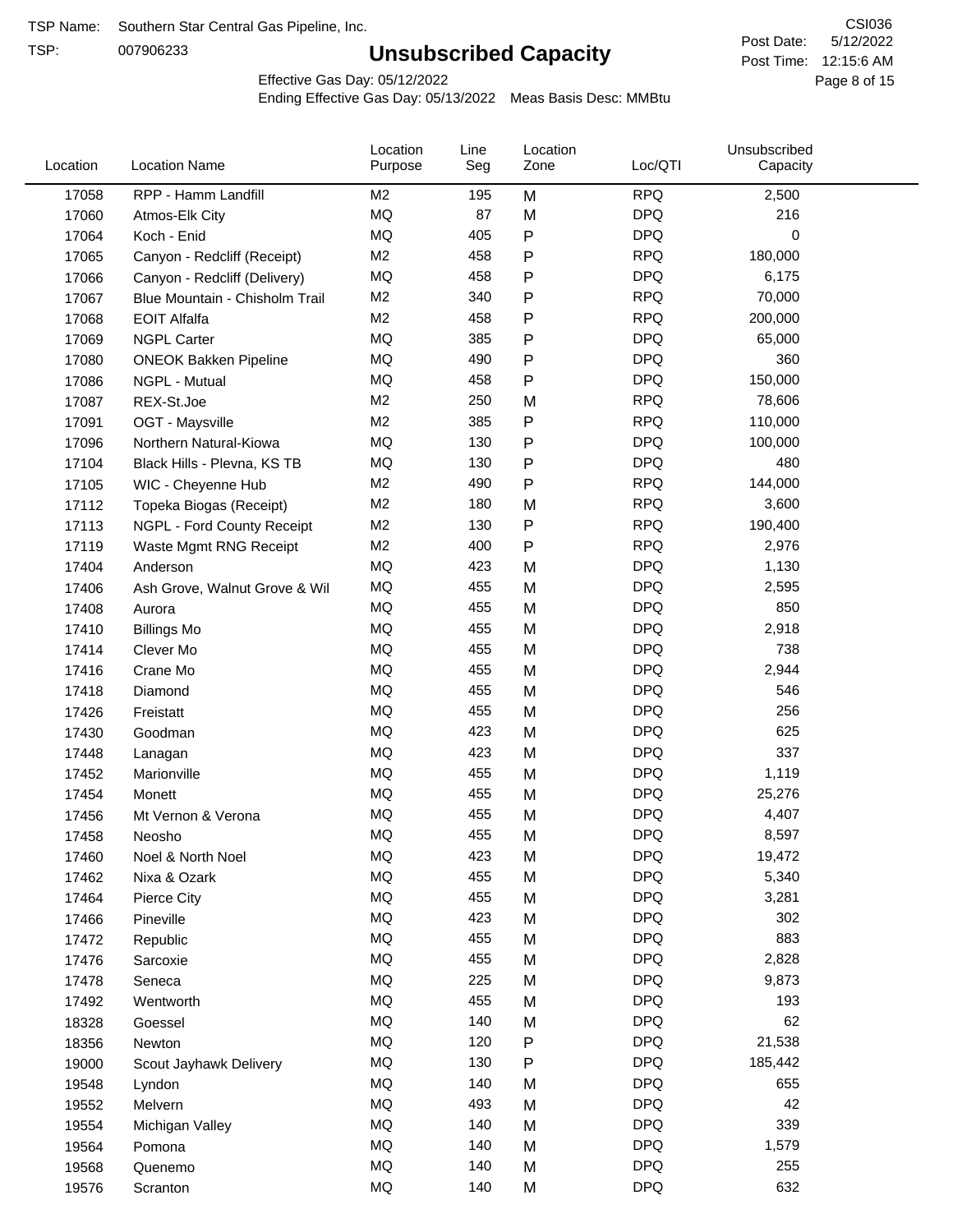TSP Name: Southern Star Central Gas Pipeline, Inc.

TSP: 007906233

# Unsubscribed Capacity

CSI036

Post Date: 5/12/2022

Post Time: 12:15:6 AM

Effective Gas Day: 05/12/2022

Ending Effective Gas Day: 05/13/2022 Meas Basis Desc: MMBtu

| Location | Location Name | Location Purpose | Line Seg | Location Zone | Loc/QTI | Unsubscribed Capacity |
|---|---|---|---|---|---|---|
| 17058 | RPP - Hamm Landfill | M2 | 195 | M | RPQ | 2,500 |
| 17060 | Atmos-Elk City | MQ | 87 | M | DPQ | 216 |
| 17064 | Koch - Enid | MQ | 405 | P | DPQ | 0 |
| 17065 | Canyon - Redcliff (Receipt) | M2 | 458 | P | RPQ | 180,000 |
| 17066 | Canyon - Redcliff (Delivery) | MQ | 458 | P | DPQ | 6,175 |
| 17067 | Blue Mountain - Chisholm Trail | M2 | 340 | P | RPQ | 70,000 |
| 17068 | EOIT Alfalfa | M2 | 458 | P | RPQ | 200,000 |
| 17069 | NGPL Carter | MQ | 385 | P | DPQ | 65,000 |
| 17080 | ONEOK Bakken Pipeline | MQ | 490 | P | DPQ | 360 |
| 17086 | NGPL - Mutual | MQ | 458 | P | DPQ | 150,000 |
| 17087 | REX-St.Joe | M2 | 250 | M | RPQ | 78,606 |
| 17091 | OGT - Maysville | M2 | 385 | P | RPQ | 110,000 |
| 17096 | Northern Natural-Kiowa | MQ | 130 | P | DPQ | 100,000 |
| 17104 | Black Hills - Plevna, KS TB | MQ | 130 | P | DPQ | 480 |
| 17105 | WIC - Cheyenne Hub | M2 | 490 | P | RPQ | 144,000 |
| 17112 | Topeka Biogas (Receipt) | M2 | 180 | M | RPQ | 3,600 |
| 17113 | NGPL - Ford County Receipt | M2 | 130 | P | RPQ | 190,400 |
| 17119 | Waste Mgmt RNG Receipt | M2 | 400 | P | RPQ | 2,976 |
| 17404 | Anderson | MQ | 423 | M | DPQ | 1,130 |
| 17406 | Ash Grove, Walnut Grove & Wil | MQ | 455 | M | DPQ | 2,595 |
| 17408 | Aurora | MQ | 455 | M | DPQ | 850 |
| 17410 | Billings Mo | MQ | 455 | M | DPQ | 2,918 |
| 17414 | Clever Mo | MQ | 455 | M | DPQ | 738 |
| 17416 | Crane Mo | MQ | 455 | M | DPQ | 2,944 |
| 17418 | Diamond | MQ | 455 | M | DPQ | 546 |
| 17426 | Freistatt | MQ | 455 | M | DPQ | 256 |
| 17430 | Goodman | MQ | 423 | M | DPQ | 625 |
| 17448 | Lanagan | MQ | 423 | M | DPQ | 337 |
| 17452 | Marionville | MQ | 455 | M | DPQ | 1,119 |
| 17454 | Monett | MQ | 455 | M | DPQ | 25,276 |
| 17456 | Mt Vernon & Verona | MQ | 455 | M | DPQ | 4,407 |
| 17458 | Neosho | MQ | 455 | M | DPQ | 8,597 |
| 17460 | Noel & North Noel | MQ | 423 | M | DPQ | 19,472 |
| 17462 | Nixa & Ozark | MQ | 455 | M | DPQ | 5,340 |
| 17464 | Pierce City | MQ | 455 | M | DPQ | 3,281 |
| 17466 | Pineville | MQ | 423 | M | DPQ | 302 |
| 17472 | Republic | MQ | 455 | M | DPQ | 883 |
| 17476 | Sarcoxie | MQ | 455 | M | DPQ | 2,828 |
| 17478 | Seneca | MQ | 225 | M | DPQ | 9,873 |
| 17492 | Wentworth | MQ | 455 | M | DPQ | 193 |
| 18328 | Goessel | MQ | 140 | M | DPQ | 62 |
| 18356 | Newton | MQ | 120 | P | DPQ | 21,538 |
| 19000 | Scout Jayhawk Delivery | MQ | 130 | P | DPQ | 185,442 |
| 19548 | Lyndon | MQ | 140 | M | DPQ | 655 |
| 19552 | Melvern | MQ | 493 | M | DPQ | 42 |
| 19554 | Michigan Valley | MQ | 140 | M | DPQ | 339 |
| 19564 | Pomona | MQ | 140 | M | DPQ | 1,579 |
| 19568 | Quenemo | MQ | 140 | M | DPQ | 255 |
| 19576 | Scranton | MQ | 140 | M | DPQ | 632 |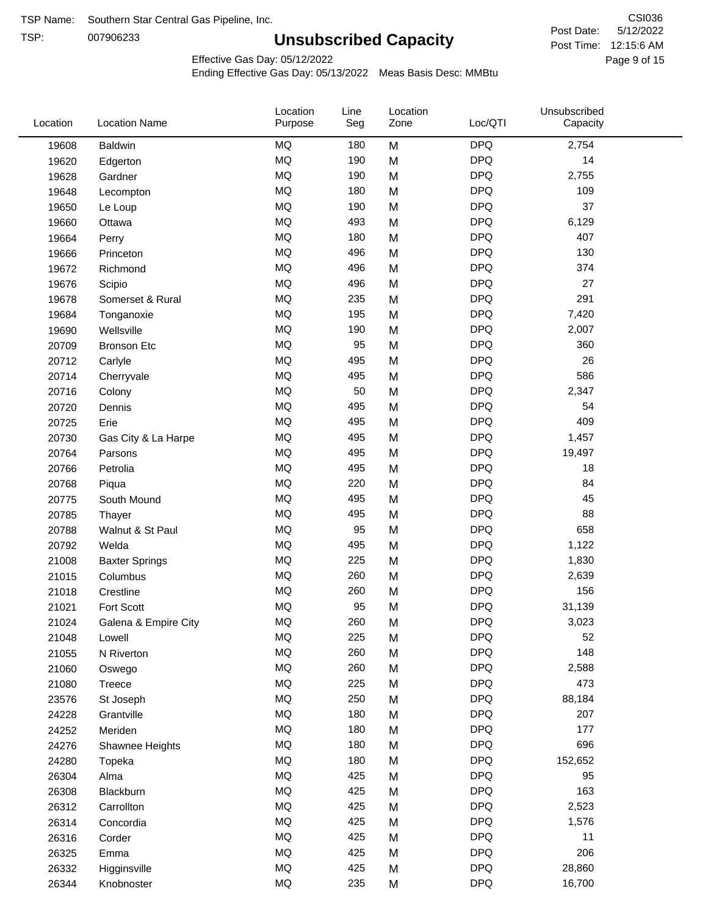TSP Name: Southern Star Central Gas Pipeline, Inc.

TSP: 007906233

# Unsubscribed Capacity

CSI036

Post Date: 5/12/2022

Post Time: 12:15:6 AM

Effective Gas Day: 05/12/2022

Ending Effective Gas Day: 05/13/2022 Meas Basis Desc: MMBtu

| Location | Location Name | Location Purpose | Line Seg | Location Zone | Loc/QTI | Unsubscribed Capacity |
|---|---|---|---|---|---|---|
| 19608 | Baldwin | MQ | 180 | M | DPQ | 2,754 |
| 19620 | Edgerton | MQ | 190 | M | DPQ | 14 |
| 19628 | Gardner | MQ | 190 | M | DPQ | 2,755 |
| 19648 | Lecompton | MQ | 180 | M | DPQ | 109 |
| 19650 | Le Loup | MQ | 190 | M | DPQ | 37 |
| 19660 | Ottawa | MQ | 493 | M | DPQ | 6,129 |
| 19664 | Perry | MQ | 180 | M | DPQ | 407 |
| 19666 | Princeton | MQ | 496 | M | DPQ | 130 |
| 19672 | Richmond | MQ | 496 | M | DPQ | 374 |
| 19676 | Scipio | MQ | 496 | M | DPQ | 27 |
| 19678 | Somerset & Rural | MQ | 235 | M | DPQ | 291 |
| 19684 | Tonganoxie | MQ | 195 | M | DPQ | 7,420 |
| 19690 | Wellsville | MQ | 190 | M | DPQ | 2,007 |
| 20709 | Bronson Etc | MQ | 95 | M | DPQ | 360 |
| 20712 | Carlyle | MQ | 495 | M | DPQ | 26 |
| 20714 | Cherryvale | MQ | 495 | M | DPQ | 586 |
| 20716 | Colony | MQ | 50 | M | DPQ | 2,347 |
| 20720 | Dennis | MQ | 495 | M | DPQ | 54 |
| 20725 | Erie | MQ | 495 | M | DPQ | 409 |
| 20730 | Gas City & La Harpe | MQ | 495 | M | DPQ | 1,457 |
| 20764 | Parsons | MQ | 495 | M | DPQ | 19,497 |
| 20766 | Petrolia | MQ | 495 | M | DPQ | 18 |
| 20768 | Piqua | MQ | 220 | M | DPQ | 84 |
| 20775 | South Mound | MQ | 495 | M | DPQ | 45 |
| 20785 | Thayer | MQ | 495 | M | DPQ | 88 |
| 20788 | Walnut & St Paul | MQ | 95 | M | DPQ | 658 |
| 20792 | Welda | MQ | 495 | M | DPQ | 1,122 |
| 21008 | Baxter Springs | MQ | 225 | M | DPQ | 1,830 |
| 21015 | Columbus | MQ | 260 | M | DPQ | 2,639 |
| 21018 | Crestline | MQ | 260 | M | DPQ | 156 |
| 21021 | Fort Scott | MQ | 95 | M | DPQ | 31,139 |
| 21024 | Galena & Empire City | MQ | 260 | M | DPQ | 3,023 |
| 21048 | Lowell | MQ | 225 | M | DPQ | 52 |
| 21055 | N Riverton | MQ | 260 | M | DPQ | 148 |
| 21060 | Oswego | MQ | 260 | M | DPQ | 2,588 |
| 21080 | Treece | MQ | 225 | M | DPQ | 473 |
| 23576 | St Joseph | MQ | 250 | M | DPQ | 88,184 |
| 24228 | Grantville | MQ | 180 | M | DPQ | 207 |
| 24252 | Meriden | MQ | 180 | M | DPQ | 177 |
| 24276 | Shawnee Heights | MQ | 180 | M | DPQ | 696 |
| 24280 | Topeka | MQ | 180 | M | DPQ | 152,652 |
| 26304 | Alma | MQ | 425 | M | DPQ | 95 |
| 26308 | Blackburn | MQ | 425 | M | DPQ | 163 |
| 26312 | Carrollton | MQ | 425 | M | DPQ | 2,523 |
| 26314 | Concordia | MQ | 425 | M | DPQ | 1,576 |
| 26316 | Corder | MQ | 425 | M | DPQ | 11 |
| 26325 | Emma | MQ | 425 | M | DPQ | 206 |
| 26332 | Higginsville | MQ | 425 | M | DPQ | 28,860 |
| 26344 | Knobnoster | MQ | 235 | M | DPQ | 16,700 |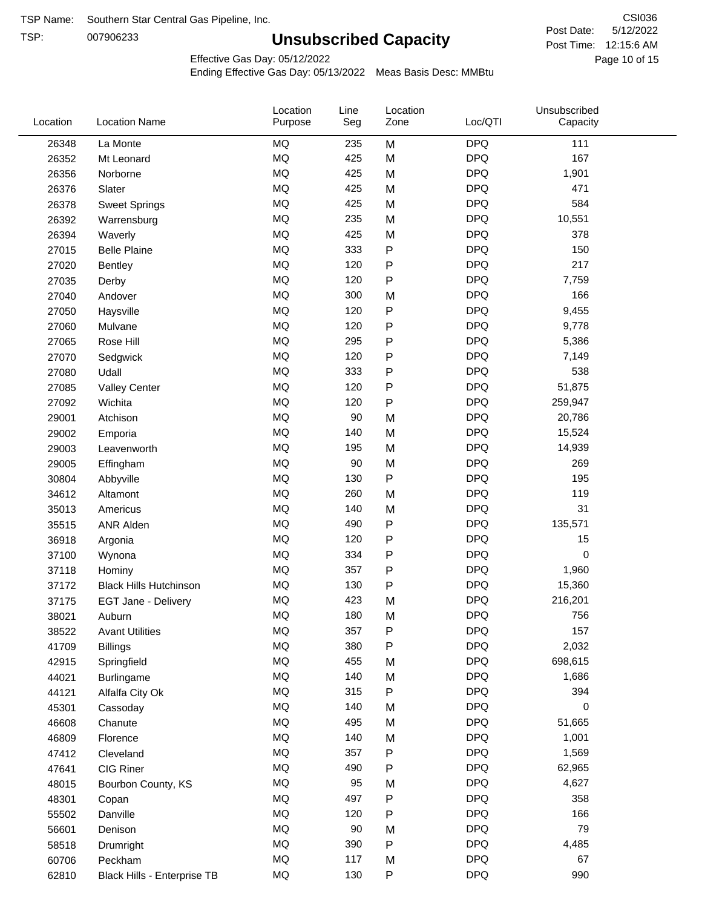TSP Name: Southern Star Central Gas Pipeline, Inc.

TSP: 007906233

# Unsubscribed Capacity

CSI036

Post Date: 5/12/2022

Post Time: 12:15:6 AM

Effective Gas Day: 05/12/2022

Ending Effective Gas Day: 05/13/2022 Meas Basis Desc: MMBtu

| Location | Location Name | Location Purpose | Line Seg | Location Zone | Loc/QTI | Unsubscribed Capacity |
|---|---|---|---|---|---|---|
| 26348 | La Monte | MQ | 235 | M | DPQ | 111 |
| 26352 | Mt Leonard | MQ | 425 | M | DPQ | 167 |
| 26356 | Norborne | MQ | 425 | M | DPQ | 1,901 |
| 26376 | Slater | MQ | 425 | M | DPQ | 471 |
| 26378 | Sweet Springs | MQ | 425 | M | DPQ | 584 |
| 26392 | Warrensburg | MQ | 235 | M | DPQ | 10,551 |
| 26394 | Waverly | MQ | 425 | M | DPQ | 378 |
| 27015 | Belle Plaine | MQ | 333 | P | DPQ | 150 |
| 27020 | Bentley | MQ | 120 | P | DPQ | 217 |
| 27035 | Derby | MQ | 120 | P | DPQ | 7,759 |
| 27040 | Andover | MQ | 300 | M | DPQ | 166 |
| 27050 | Haysville | MQ | 120 | P | DPQ | 9,455 |
| 27060 | Mulvane | MQ | 120 | P | DPQ | 9,778 |
| 27065 | Rose Hill | MQ | 295 | P | DPQ | 5,386 |
| 27070 | Sedgwick | MQ | 120 | P | DPQ | 7,149 |
| 27080 | Udall | MQ | 333 | P | DPQ | 538 |
| 27085 | Valley Center | MQ | 120 | P | DPQ | 51,875 |
| 27092 | Wichita | MQ | 120 | P | DPQ | 259,947 |
| 29001 | Atchison | MQ | 90 | M | DPQ | 20,786 |
| 29002 | Emporia | MQ | 140 | M | DPQ | 15,524 |
| 29003 | Leavenworth | MQ | 195 | M | DPQ | 14,939 |
| 29005 | Effingham | MQ | 90 | M | DPQ | 269 |
| 30804 | Abbyville | MQ | 130 | P | DPQ | 195 |
| 34612 | Altamont | MQ | 260 | M | DPQ | 119 |
| 35013 | Americus | MQ | 140 | M | DPQ | 31 |
| 35515 | ANR Alden | MQ | 490 | P | DPQ | 135,571 |
| 36918 | Argonia | MQ | 120 | P | DPQ | 15 |
| 37100 | Wynona | MQ | 334 | P | DPQ | 0 |
| 37118 | Hominy | MQ | 357 | P | DPQ | 1,960 |
| 37172 | Black Hills Hutchinson | MQ | 130 | P | DPQ | 15,360 |
| 37175 | EGT Jane - Delivery | MQ | 423 | M | DPQ | 216,201 |
| 38021 | Auburn | MQ | 180 | M | DPQ | 756 |
| 38522 | Avant Utilities | MQ | 357 | P | DPQ | 157 |
| 41709 | Billings | MQ | 380 | P | DPQ | 2,032 |
| 42915 | Springfield | MQ | 455 | M | DPQ | 698,615 |
| 44021 | Burlingame | MQ | 140 | M | DPQ | 1,686 |
| 44121 | Alfalfa City Ok | MQ | 315 | P | DPQ | 394 |
| 45301 | Cassoday | MQ | 140 | M | DPQ | 0 |
| 46608 | Chanute | MQ | 495 | M | DPQ | 51,665 |
| 46809 | Florence | MQ | 140 | M | DPQ | 1,001 |
| 47412 | Cleveland | MQ | 357 | P | DPQ | 1,569 |
| 47641 | CIG Riner | MQ | 490 | P | DPQ | 62,965 |
| 48015 | Bourbon County, KS | MQ | 95 | M | DPQ | 4,627 |
| 48301 | Copan | MQ | 497 | P | DPQ | 358 |
| 55502 | Danville | MQ | 120 | P | DPQ | 166 |
| 56601 | Denison | MQ | 90 | M | DPQ | 79 |
| 58518 | Drumright | MQ | 390 | P | DPQ | 4,485 |
| 60706 | Peckham | MQ | 117 | M | DPQ | 67 |
| 62810 | Black Hills - Enterprise TB | MQ | 130 | P | DPQ | 990 |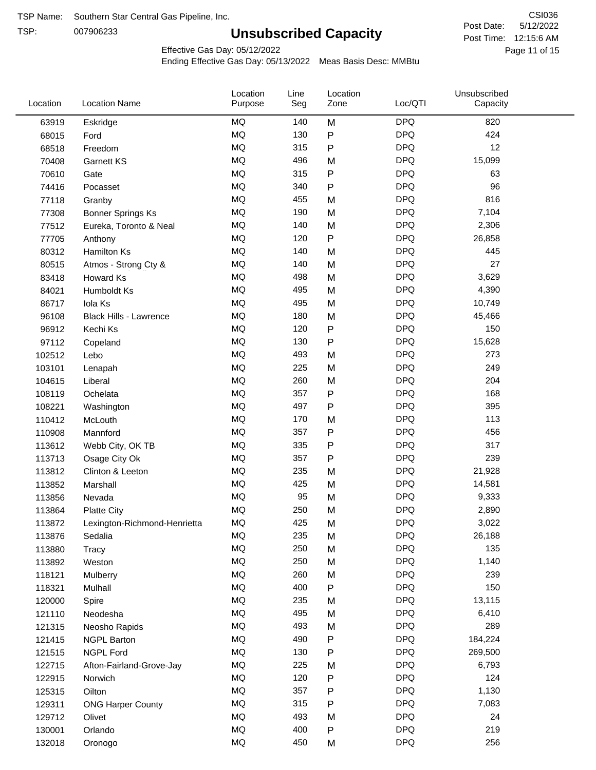TSP Name: Southern Star Central Gas Pipeline, Inc.

TSP: 007906233

# Unsubscribed Capacity

CSI036

Post Date: 5/12/2022

Post Time: 12:15:6 AM

Effective Gas Day: 05/12/2022

Ending Effective Gas Day: 05/13/2022 Meas Basis Desc: MMBtu

| Location | Location Name | Location Purpose | Line Seg | Location Zone | Loc/QTI | Unsubscribed Capacity |
|---|---|---|---|---|---|---|
| 63919 | Eskridge | MQ | 140 | M | DPQ | 820 |
| 68015 | Ford | MQ | 130 | P | DPQ | 424 |
| 68518 | Freedom | MQ | 315 | P | DPQ | 12 |
| 70408 | Garnett KS | MQ | 496 | M | DPQ | 15,099 |
| 70610 | Gate | MQ | 315 | P | DPQ | 63 |
| 74416 | Pocasset | MQ | 340 | P | DPQ | 96 |
| 77118 | Granby | MQ | 455 | M | DPQ | 816 |
| 77308 | Bonner Springs Ks | MQ | 190 | M | DPQ | 7,104 |
| 77512 | Eureka, Toronto & Neal | MQ | 140 | M | DPQ | 2,306 |
| 77705 | Anthony | MQ | 120 | P | DPQ | 26,858 |
| 80312 | Hamilton Ks | MQ | 140 | M | DPQ | 445 |
| 80515 | Atmos - Strong Cty & | MQ | 140 | M | DPQ | 27 |
| 83418 | Howard Ks | MQ | 498 | M | DPQ | 3,629 |
| 84021 | Humboldt Ks | MQ | 495 | M | DPQ | 4,390 |
| 86717 | Iola Ks | MQ | 495 | M | DPQ | 10,749 |
| 96108 | Black Hills - Lawrence | MQ | 180 | M | DPQ | 45,466 |
| 96912 | Kechi Ks | MQ | 120 | P | DPQ | 150 |
| 97112 | Copeland | MQ | 130 | P | DPQ | 15,628 |
| 102512 | Lebo | MQ | 493 | M | DPQ | 273 |
| 103101 | Lenapah | MQ | 225 | M | DPQ | 249 |
| 104615 | Liberal | MQ | 260 | M | DPQ | 204 |
| 108119 | Ochelata | MQ | 357 | P | DPQ | 168 |
| 108221 | Washington | MQ | 497 | P | DPQ | 395 |
| 110412 | McLouth | MQ | 170 | M | DPQ | 113 |
| 110908 | Mannford | MQ | 357 | P | DPQ | 456 |
| 113612 | Webb City, OK TB | MQ | 335 | P | DPQ | 317 |
| 113713 | Osage City Ok | MQ | 357 | P | DPQ | 239 |
| 113812 | Clinton & Leeton | MQ | 235 | M | DPQ | 21,928 |
| 113852 | Marshall | MQ | 425 | M | DPQ | 14,581 |
| 113856 | Nevada | MQ | 95 | M | DPQ | 9,333 |
| 113864 | Platte City | MQ | 250 | M | DPQ | 2,890 |
| 113872 | Lexington-Richmond-Henrietta | MQ | 425 | M | DPQ | 3,022 |
| 113876 | Sedalia | MQ | 235 | M | DPQ | 26,188 |
| 113880 | Tracy | MQ | 250 | M | DPQ | 135 |
| 113892 | Weston | MQ | 250 | M | DPQ | 1,140 |
| 118121 | Mulberry | MQ | 260 | M | DPQ | 239 |
| 118321 | Mulhall | MQ | 400 | P | DPQ | 150 |
| 120000 | Spire | MQ | 235 | M | DPQ | 13,115 |
| 121110 | Neodesha | MQ | 495 | M | DPQ | 6,410 |
| 121315 | Neosho Rapids | MQ | 493 | M | DPQ | 289 |
| 121415 | NGPL Barton | MQ | 490 | P | DPQ | 184,224 |
| 121515 | NGPL Ford | MQ | 130 | P | DPQ | 269,500 |
| 122715 | Afton-Fairland-Grove-Jay | MQ | 225 | M | DPQ | 6,793 |
| 122915 | Norwich | MQ | 120 | P | DPQ | 124 |
| 125315 | Oilton | MQ | 357 | P | DPQ | 1,130 |
| 129311 | ONG Harper County | MQ | 315 | P | DPQ | 7,083 |
| 129712 | Olivet | MQ | 493 | M | DPQ | 24 |
| 130001 | Orlando | MQ | 400 | P | DPQ | 219 |
| 132018 | Oronogo | MQ | 450 | M | DPQ | 256 |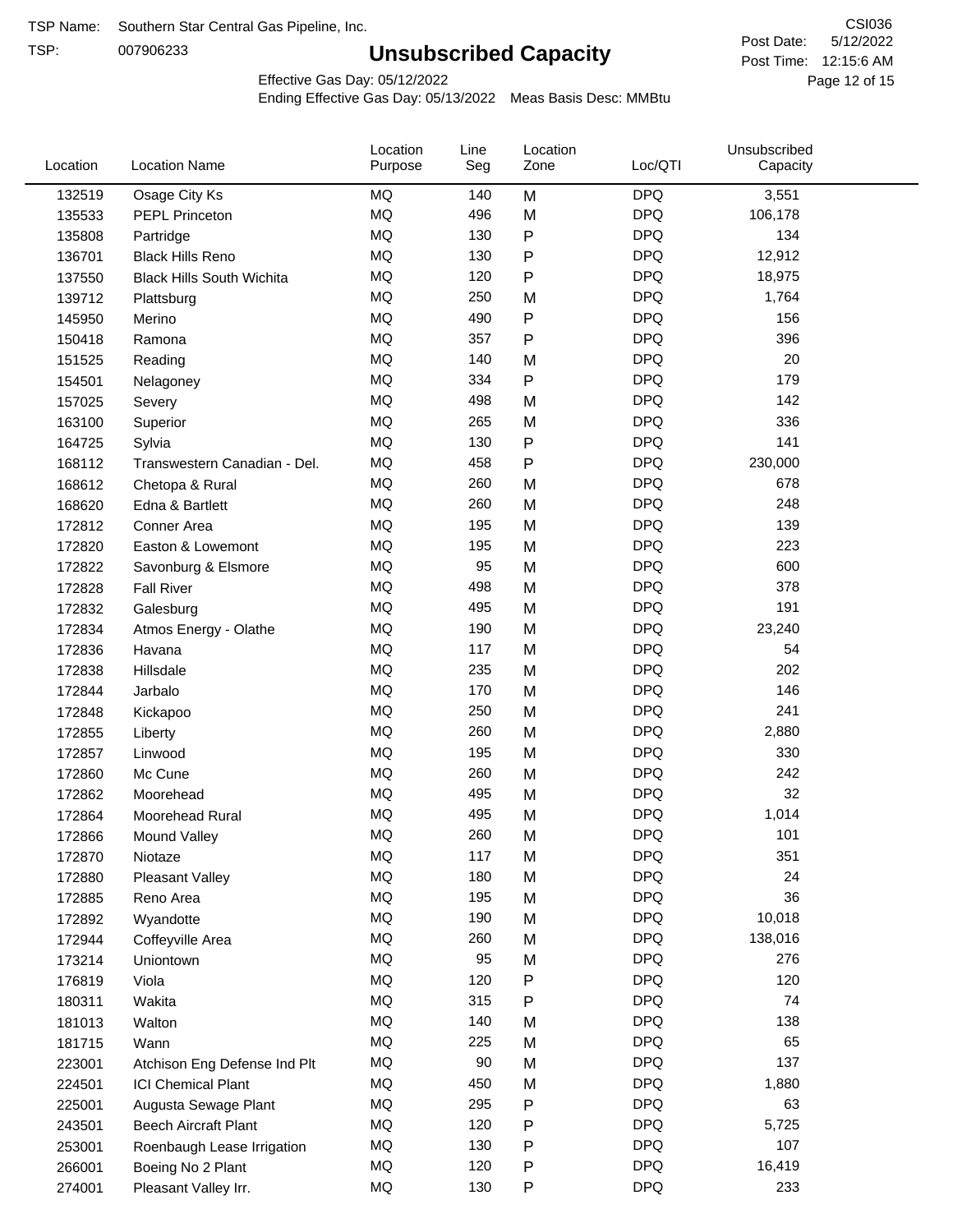TSP Name: Southern Star Central Gas Pipeline, Inc.
TSP: 007906233

# Unsubscribed Capacity

CSI036
Post Date: 5/12/2022
Post Time: 12:15:6 AM

Effective Gas Day: 05/12/2022
Ending Effective Gas Day: 05/13/2022 Meas Basis Desc: MMBtu

| Location | Location Name | Location Purpose | Line Seg | Location Zone | Loc/QTI | Unsubscribed Capacity |
|---|---|---|---|---|---|---|
| 132519 | Osage City Ks | MQ | 140 | M | DPQ | 3,551 |
| 135533 | PEPL Princeton | MQ | 496 | M | DPQ | 106,178 |
| 135808 | Partridge | MQ | 130 | P | DPQ | 134 |
| 136701 | Black Hills Reno | MQ | 130 | P | DPQ | 12,912 |
| 137550 | Black Hills South Wichita | MQ | 120 | P | DPQ | 18,975 |
| 139712 | Plattsburg | MQ | 250 | M | DPQ | 1,764 |
| 145950 | Merino | MQ | 490 | P | DPQ | 156 |
| 150418 | Ramona | MQ | 357 | P | DPQ | 396 |
| 151525 | Reading | MQ | 140 | M | DPQ | 20 |
| 154501 | Nelagoney | MQ | 334 | P | DPQ | 179 |
| 157025 | Severy | MQ | 498 | M | DPQ | 142 |
| 163100 | Superior | MQ | 265 | M | DPQ | 336 |
| 164725 | Sylvia | MQ | 130 | P | DPQ | 141 |
| 168112 | Transwestern Canadian - Del. | MQ | 458 | P | DPQ | 230,000 |
| 168612 | Chetopa & Rural | MQ | 260 | M | DPQ | 678 |
| 168620 | Edna & Bartlett | MQ | 260 | M | DPQ | 248 |
| 172812 | Conner Area | MQ | 195 | M | DPQ | 139 |
| 172820 | Easton & Lowemont | MQ | 195 | M | DPQ | 223 |
| 172822 | Savonburg & Elsmore | MQ | 95 | M | DPQ | 600 |
| 172828 | Fall River | MQ | 498 | M | DPQ | 378 |
| 172832 | Galesburg | MQ | 495 | M | DPQ | 191 |
| 172834 | Atmos Energy - Olathe | MQ | 190 | M | DPQ | 23,240 |
| 172836 | Havana | MQ | 117 | M | DPQ | 54 |
| 172838 | Hillsdale | MQ | 235 | M | DPQ | 202 |
| 172844 | Jarbalo | MQ | 170 | M | DPQ | 146 |
| 172848 | Kickapoo | MQ | 250 | M | DPQ | 241 |
| 172855 | Liberty | MQ | 260 | M | DPQ | 2,880 |
| 172857 | Linwood | MQ | 195 | M | DPQ | 330 |
| 172860 | Mc Cune | MQ | 260 | M | DPQ | 242 |
| 172862 | Moorehead | MQ | 495 | M | DPQ | 32 |
| 172864 | Moorehead Rural | MQ | 495 | M | DPQ | 1,014 |
| 172866 | Mound Valley | MQ | 260 | M | DPQ | 101 |
| 172870 | Niotaze | MQ | 117 | M | DPQ | 351 |
| 172880 | Pleasant Valley | MQ | 180 | M | DPQ | 24 |
| 172885 | Reno Area | MQ | 195 | M | DPQ | 36 |
| 172892 | Wyandotte | MQ | 190 | M | DPQ | 10,018 |
| 172944 | Coffeyville Area | MQ | 260 | M | DPQ | 138,016 |
| 173214 | Uniontown | MQ | 95 | M | DPQ | 276 |
| 176819 | Viola | MQ | 120 | P | DPQ | 120 |
| 180311 | Wakita | MQ | 315 | P | DPQ | 74 |
| 181013 | Walton | MQ | 140 | M | DPQ | 138 |
| 181715 | Wann | MQ | 225 | M | DPQ | 65 |
| 223001 | Atchison Eng Defense Ind Plt | MQ | 90 | M | DPQ | 137 |
| 224501 | ICI Chemical Plant | MQ | 450 | M | DPQ | 1,880 |
| 225001 | Augusta Sewage Plant | MQ | 295 | P | DPQ | 63 |
| 243501 | Beech Aircraft Plant | MQ | 120 | P | DPQ | 5,725 |
| 253001 | Roenbaugh Lease Irrigation | MQ | 130 | P | DPQ | 107 |
| 266001 | Boeing No 2 Plant | MQ | 120 | P | DPQ | 16,419 |
| 274001 | Pleasant Valley Irr. | MQ | 130 | P | DPQ | 233 |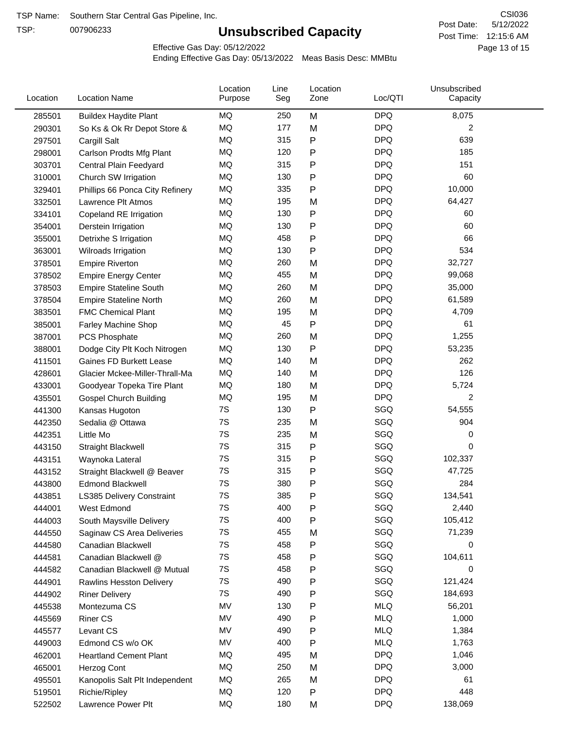TSP Name: Southern Star Central Gas Pipeline, Inc.

TSP: 007906233

# Unsubscribed Capacity

CSI036

Post Date: 5/12/2022

Post Time: 12:15:6 AM

Effective Gas Day: 05/12/2022

Ending Effective Gas Day: 05/13/2022 Meas Basis Desc: MMBtu

| Location | Location Name | Location Purpose | Line Seg | Location Zone | Loc/QTI | Unsubscribed Capacity |
|---|---|---|---|---|---|---|
| 285501 | Buildex Haydite Plant | MQ | 250 | M | DPQ | 8,075 |
| 290301 | So Ks & Ok Rr Depot Store & | MQ | 177 | M | DPQ | 2 |
| 297501 | Cargill Salt | MQ | 315 | P | DPQ | 639 |
| 298001 | Carlson Prodts Mfg Plant | MQ | 120 | P | DPQ | 185 |
| 303701 | Central Plain Feedyard | MQ | 315 | P | DPQ | 151 |
| 310001 | Church SW Irrigation | MQ | 130 | P | DPQ | 60 |
| 329401 | Phillips 66 Ponca City Refinery | MQ | 335 | P | DPQ | 10,000 |
| 332501 | Lawrence Plt Atmos | MQ | 195 | M | DPQ | 64,427 |
| 334101 | Copeland RE Irrigation | MQ | 130 | P | DPQ | 60 |
| 354001 | Derstein Irrigation | MQ | 130 | P | DPQ | 60 |
| 355001 | Detrixhe S Irrigation | MQ | 458 | P | DPQ | 66 |
| 363001 | Wilroads Irrigation | MQ | 130 | P | DPQ | 534 |
| 378501 | Empire Riverton | MQ | 260 | M | DPQ | 32,727 |
| 378502 | Empire Energy Center | MQ | 455 | M | DPQ | 99,068 |
| 378503 | Empire Stateline South | MQ | 260 | M | DPQ | 35,000 |
| 378504 | Empire Stateline North | MQ | 260 | M | DPQ | 61,589 |
| 383501 | FMC Chemical Plant | MQ | 195 | M | DPQ | 4,709 |
| 385001 | Farley Machine Shop | MQ | 45 | P | DPQ | 61 |
| 387001 | PCS Phosphate | MQ | 260 | M | DPQ | 1,255 |
| 388001 | Dodge City Plt Koch Nitrogen | MQ | 130 | P | DPQ | 53,235 |
| 411501 | Gaines FD Burkett Lease | MQ | 140 | M | DPQ | 262 |
| 428601 | Glacier Mckee-Miller-Thrall-Ma | MQ | 140 | M | DPQ | 126 |
| 433001 | Goodyear Topeka Tire Plant | MQ | 180 | M | DPQ | 5,724 |
| 435501 | Gospel Church Building | MQ | 195 | M | DPQ | 2 |
| 441300 | Kansas Hugoton | 7S | 130 | P | SGQ | 54,555 |
| 442350 | Sedalia @ Ottawa | 7S | 235 | M | SGQ | 904 |
| 442351 | Little Mo | 7S | 235 | M | SGQ | 0 |
| 443150 | Straight Blackwell | 7S | 315 | P | SGQ | 0 |
| 443151 | Waynoka Lateral | 7S | 315 | P | SGQ | 102,337 |
| 443152 | Straight Blackwell @ Beaver | 7S | 315 | P | SGQ | 47,725 |
| 443800 | Edmond Blackwell | 7S | 380 | P | SGQ | 284 |
| 443851 | LS385 Delivery Constraint | 7S | 385 | P | SGQ | 134,541 |
| 444001 | West Edmond | 7S | 400 | P | SGQ | 2,440 |
| 444003 | South Maysville Delivery | 7S | 400 | P | SGQ | 105,412 |
| 444550 | Saginaw CS Area Deliveries | 7S | 455 | M | SGQ | 71,239 |
| 444580 | Canadian Blackwell | 7S | 458 | P | SGQ | 0 |
| 444581 | Canadian Blackwell @ | 7S | 458 | P | SGQ | 104,611 |
| 444582 | Canadian Blackwell @ Mutual | 7S | 458 | P | SGQ | 0 |
| 444901 | Rawlins Hesston Delivery | 7S | 490 | P | SGQ | 121,424 |
| 444902 | Riner Delivery | 7S | 490 | P | SGQ | 184,693 |
| 445538 | Montezuma CS | MV | 130 | P | MLQ | 56,201 |
| 445569 | Riner CS | MV | 490 | P | MLQ | 1,000 |
| 445577 | Levant CS | MV | 490 | P | MLQ | 1,384 |
| 449003 | Edmond CS w/o OK | MV | 400 | P | MLQ | 1,763 |
| 462001 | Heartland Cement Plant | MQ | 495 | M | DPQ | 1,046 |
| 465001 | Herzog Cont | MQ | 250 | M | DPQ | 3,000 |
| 495501 | Kanopolis Salt Plt Independent | MQ | 265 | M | DPQ | 61 |
| 519501 | Richie/Ripley | MQ | 120 | P | DPQ | 448 |
| 522502 | Lawrence Power Plt | MQ | 180 | M | DPQ | 138,069 |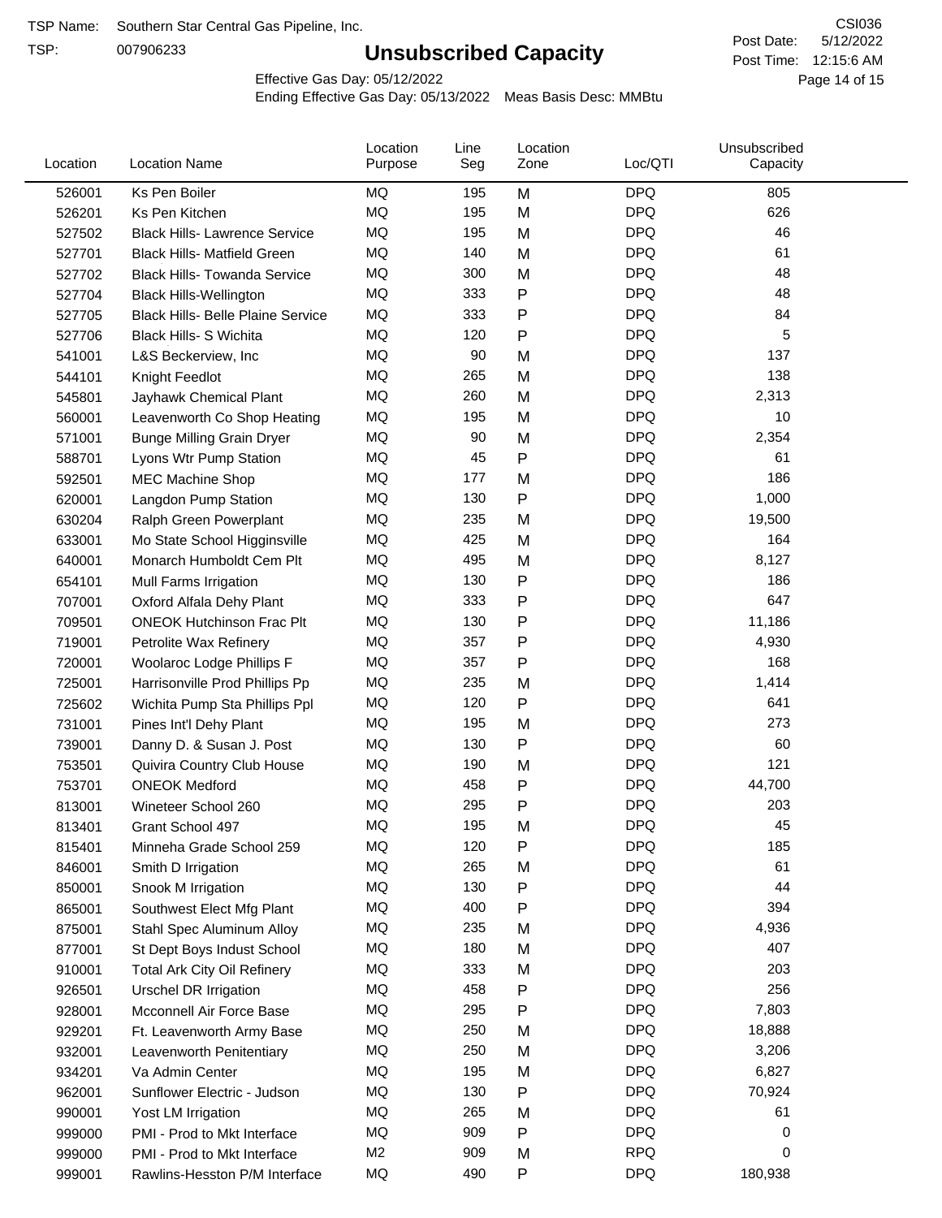TSP Name: Southern Star Central Gas Pipeline, Inc.

TSP: 007906233

# Unsubscribed Capacity

CSI036

Post Date: 5/12/2022

Post Time: 12:15:6 AM

Effective Gas Day: 05/12/2022

Ending Effective Gas Day: 05/13/2022 Meas Basis Desc: MMBtu

| Location | Location Name | Location Purpose | Line Seg | Location Zone | Loc/QTI | Unsubscribed Capacity |
|---|---|---|---|---|---|---|
| 526001 | Ks Pen Boiler | MQ | 195 | M | DPQ | 805 |
| 526201 | Ks Pen Kitchen | MQ | 195 | M | DPQ | 626 |
| 527502 | Black Hills- Lawrence Service | MQ | 195 | M | DPQ | 46 |
| 527701 | Black Hills- Matfield Green | MQ | 140 | M | DPQ | 61 |
| 527702 | Black Hills- Towanda Service | MQ | 300 | M | DPQ | 48 |
| 527704 | Black Hills-Wellington | MQ | 333 | P | DPQ | 48 |
| 527705 | Black Hills- Belle Plaine Service | MQ | 333 | P | DPQ | 84 |
| 527706 | Black Hills- S Wichita | MQ | 120 | P | DPQ | 5 |
| 541001 | L&S Beckerview, Inc | MQ | 90 | M | DPQ | 137 |
| 544101 | Knight Feedlot | MQ | 265 | M | DPQ | 138 |
| 545801 | Jayhawk Chemical Plant | MQ | 260 | M | DPQ | 2,313 |
| 560001 | Leavenworth Co Shop Heating | MQ | 195 | M | DPQ | 10 |
| 571001 | Bunge Milling Grain Dryer | MQ | 90 | M | DPQ | 2,354 |
| 588701 | Lyons Wtr Pump Station | MQ | 45 | P | DPQ | 61 |
| 592501 | MEC Machine Shop | MQ | 177 | M | DPQ | 186 |
| 620001 | Langdon Pump Station | MQ | 130 | P | DPQ | 1,000 |
| 630204 | Ralph Green Powerplant | MQ | 235 | M | DPQ | 19,500 |
| 633001 | Mo State School Higginsville | MQ | 425 | M | DPQ | 164 |
| 640001 | Monarch Humboldt Cem Plt | MQ | 495 | M | DPQ | 8,127 |
| 654101 | Mull Farms Irrigation | MQ | 130 | P | DPQ | 186 |
| 707001 | Oxford Alfala Dehy Plant | MQ | 333 | P | DPQ | 647 |
| 709501 | ONEOK Hutchinson Frac Plt | MQ | 130 | P | DPQ | 11,186 |
| 719001 | Petrolite Wax Refinery | MQ | 357 | P | DPQ | 4,930 |
| 720001 | Woolaroc Lodge Phillips F | MQ | 357 | P | DPQ | 168 |
| 725001 | Harrisonville Prod Phillips Pp | MQ | 235 | M | DPQ | 1,414 |
| 725602 | Wichita Pump Sta Phillips Ppl | MQ | 120 | P | DPQ | 641 |
| 731001 | Pines Int'l Dehy Plant | MQ | 195 | M | DPQ | 273 |
| 739001 | Danny D. & Susan J. Post | MQ | 130 | P | DPQ | 60 |
| 753501 | Quivira Country Club House | MQ | 190 | M | DPQ | 121 |
| 753701 | ONEOK Medford | MQ | 458 | P | DPQ | 44,700 |
| 813001 | Wineteer School 260 | MQ | 295 | P | DPQ | 203 |
| 813401 | Grant School 497 | MQ | 195 | M | DPQ | 45 |
| 815401 | Minneha Grade School 259 | MQ | 120 | P | DPQ | 185 |
| 846001 | Smith D Irrigation | MQ | 265 | M | DPQ | 61 |
| 850001 | Snook M Irrigation | MQ | 130 | P | DPQ | 44 |
| 865001 | Southwest Elect Mfg Plant | MQ | 400 | P | DPQ | 394 |
| 875001 | Stahl Spec Aluminum Alloy | MQ | 235 | M | DPQ | 4,936 |
| 877001 | St Dept Boys Indust School | MQ | 180 | M | DPQ | 407 |
| 910001 | Total Ark City Oil Refinery | MQ | 333 | M | DPQ | 203 |
| 926501 | Urschel DR Irrigation | MQ | 458 | P | DPQ | 256 |
| 928001 | Mcconnell Air Force Base | MQ | 295 | P | DPQ | 7,803 |
| 929201 | Ft. Leavenworth Army Base | MQ | 250 | M | DPQ | 18,888 |
| 932001 | Leavenworth Penitentiary | MQ | 250 | M | DPQ | 3,206 |
| 934201 | Va Admin Center | MQ | 195 | M | DPQ | 6,827 |
| 962001 | Sunflower Electric - Judson | MQ | 130 | P | DPQ | 70,924 |
| 990001 | Yost LM Irrigation | MQ | 265 | M | DPQ | 61 |
| 999000 | PMI - Prod to Mkt Interface | MQ | 909 | P | DPQ | 0 |
| 999000 | PMI - Prod to Mkt Interface | M2 | 909 | M | RPQ | 0 |
| 999001 | Rawlins-Hesston P/M Interface | MQ | 490 | P | DPQ | 180,938 |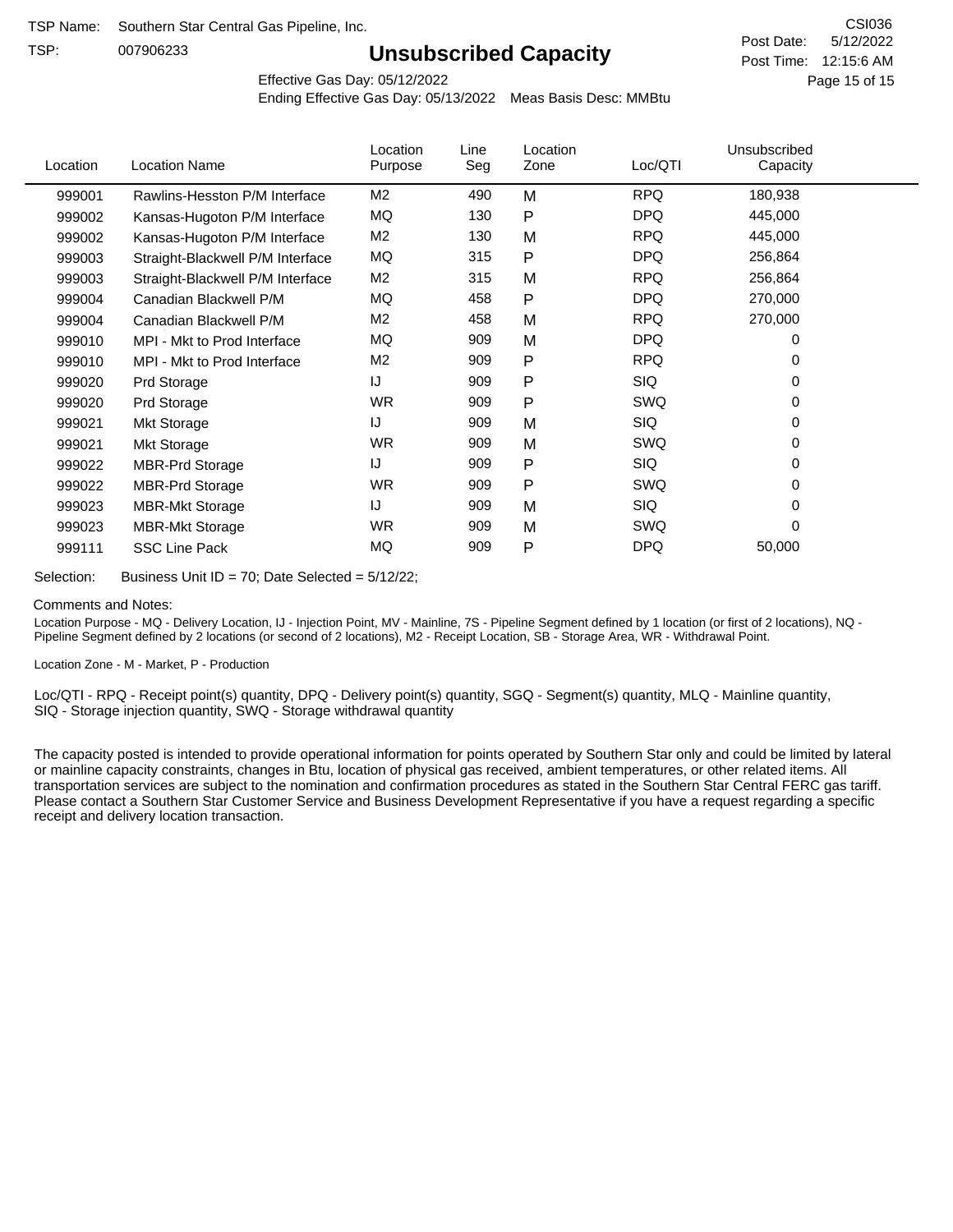TSP Name: Southern Star Central Gas Pipeline, Inc.

TSP: 007906233

# Unsubscribed Capacity

CSI036

Post Date: 5/12/2022

Post Time: 12:15:6 AM

Effective Gas Day: 05/12/2022

Ending Effective Gas Day: 05/13/2022 Meas Basis Desc: MMBtu

| Location | Location Name | Location Purpose | Line Seg | Location Zone | Loc/QTI | Unsubscribed Capacity |
|---|---|---|---|---|---|---|
| 999001 | Rawlins-Hesston P/M Interface | M2 | 490 | M | RPQ | 180,938 |
| 999002 | Kansas-Hugoton P/M Interface | MQ | 130 | P | DPQ | 445,000 |
| 999002 | Kansas-Hugoton P/M Interface | M2 | 130 | M | RPQ | 445,000 |
| 999003 | Straight-Blackwell P/M Interface | MQ | 315 | P | DPQ | 256,864 |
| 999003 | Straight-Blackwell P/M Interface | M2 | 315 | M | RPQ | 256,864 |
| 999004 | Canadian Blackwell P/M | MQ | 458 | P | DPQ | 270,000 |
| 999004 | Canadian Blackwell P/M | M2 | 458 | M | RPQ | 270,000 |
| 999010 | MPI - Mkt to Prod Interface | MQ | 909 | M | DPQ | 0 |
| 999010 | MPI - Mkt to Prod Interface | M2 | 909 | P | RPQ | 0 |
| 999020 | Prd Storage | IJ | 909 | P | SIQ | 0 |
| 999020 | Prd Storage | WR | 909 | P | SWQ | 0 |
| 999021 | Mkt Storage | IJ | 909 | M | SIQ | 0 |
| 999021 | Mkt Storage | WR | 909 | M | SWQ | 0 |
| 999022 | MBR-Prd Storage | IJ | 909 | P | SIQ | 0 |
| 999022 | MBR-Prd Storage | WR | 909 | P | SWQ | 0 |
| 999023 | MBR-Mkt Storage | IJ | 909 | M | SIQ | 0 |
| 999023 | MBR-Mkt Storage | WR | 909 | M | SWQ | 0 |
| 999111 | SSC Line Pack | MQ | 909 | P | DPQ | 50,000 |

Selection: Business Unit ID = 70; Date Selected = 5/12/22;

Comments and Notes:

Location Purpose - MQ - Delivery Location, IJ - Injection Point, MV - Mainline, 7S - Pipeline Segment defined by 1 location (or first of 2 locations), NQ - Pipeline Segment defined by 2 locations (or second of 2 locations), M2 - Receipt Location, SB - Storage Area, WR - Withdrawal Point.

Location Zone - M - Market, P - Production

Loc/QTI - RPQ - Receipt point(s) quantity, DPQ - Delivery point(s) quantity, SGQ - Segment(s) quantity, MLQ - Mainline quantity, SIQ - Storage injection quantity, SWQ - Storage withdrawal quantity

The capacity posted is intended to provide operational information for points operated by Southern Star only and could be limited by lateral or mainline capacity constraints, changes in Btu, location of physical gas received, ambient temperatures, or other related items. All transportation services are subject to the nomination and confirmation procedures as stated in the Southern Star Central FERC gas tariff. Please contact a Southern Star Customer Service and Business Development Representative if you have a request regarding a specific receipt and delivery location transaction.